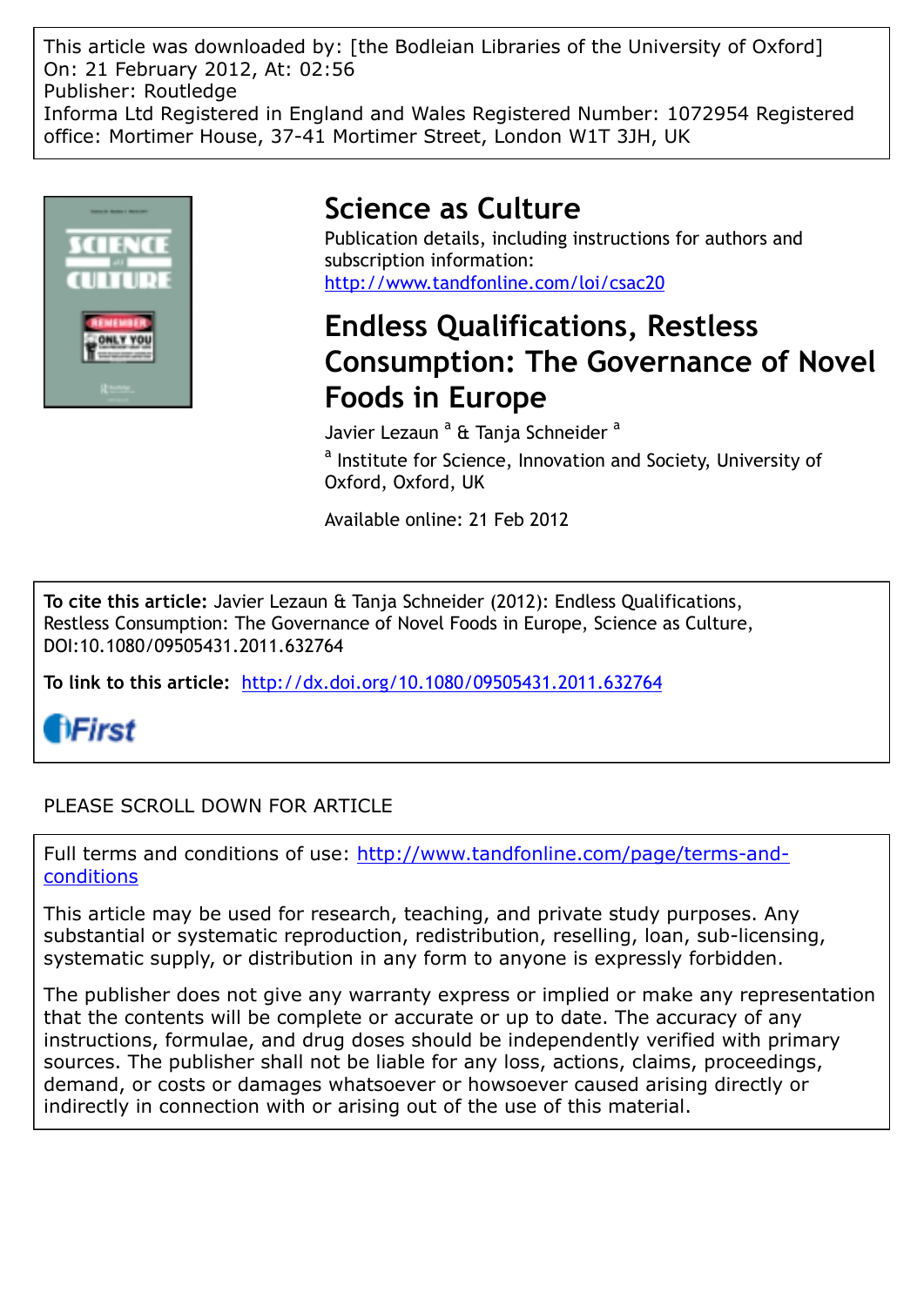This article was downloaded by: [the Bodleian Libraries of the University of Oxford]
On: 21 February 2012, At: 02:56
Publisher: Routledge
Informa Ltd Registered in England and Wales Registered Number: 1072954 Registered office: Mortimer House, 37-41 Mortimer Street, London W1T 3JH, UK

# Science as Culture

Publication details, including instructions for authors and subscription information:
http://www.tandfonline.com/loi/csac20

# Endless Qualifications, Restless Consumption: The Governance of Novel Foods in Europe

Javier Lezaun [a] & Tanja Schneider [a]

[a] Institute for Science, Innovation and Society, University of Oxford, Oxford, UK

Available online: 21 Feb 2012

**To cite this article:** Javier Lezaun & Tanja Schneider (2012): Endless Qualifications, Restless Consumption: The Governance of Novel Foods in Europe, Science as Culture, DOI:10.1080/09505431.2011.632764

**To link to this article:** http://dx.doi.org/10.1080/09505431.2011.632764

iFirst

PLEASE SCROLL DOWN FOR ARTICLE

Full terms and conditions of use: http://www.tandfonline.com/page/terms-and-conditions

This article may be used for research, teaching, and private study purposes. Any substantial or systematic reproduction, redistribution, reselling, loan, sub-licensing, systematic supply, or distribution in any form to anyone is expressly forbidden.

The publisher does not give any warranty express or implied or make any representation that the contents will be complete or accurate or up to date. The accuracy of any instructions, formulae, and drug doses should be independently verified with primary sources. The publisher shall not be liable for any loss, actions, claims, proceedings, demand, or costs or damages whatsoever or howsoever caused arising directly or indirectly in connection with or arising out of the use of this material.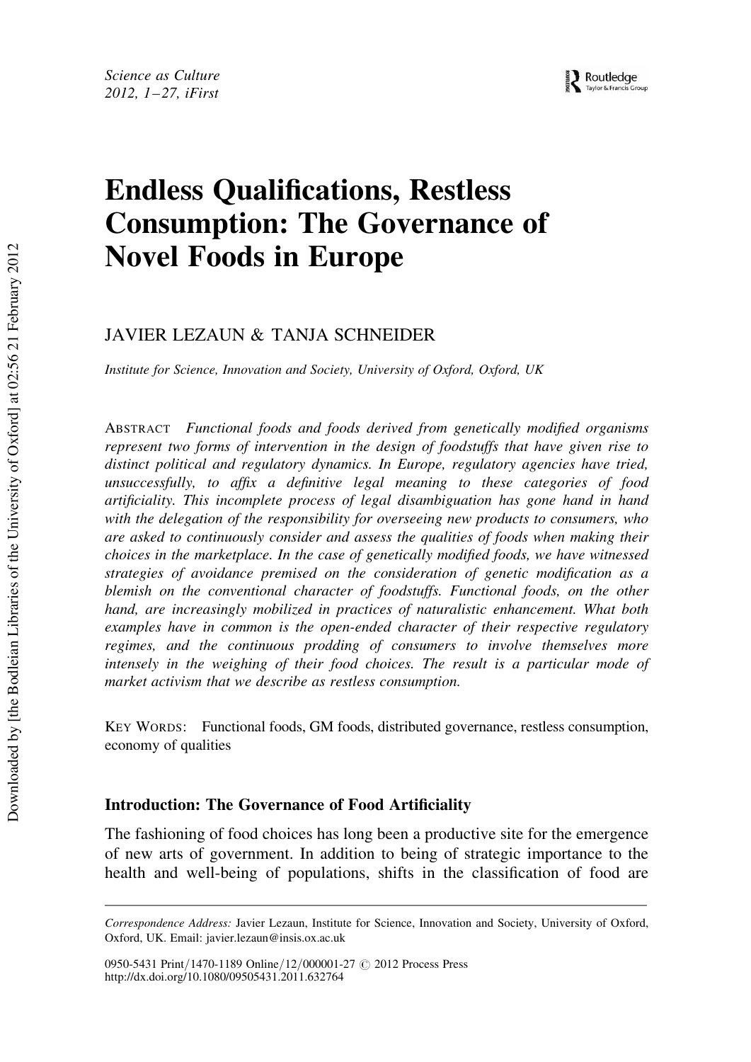# Endless Qualifications, Restless Consumption: The Governance of Novel Foods in Europe

JAVIER LEZAUN & TANJA SCHNEIDER

*Institute for Science, Innovation and Society, University of Oxford, Oxford, UK*

ABSTRACT *Functional foods and foods derived from genetically modified organisms represent two forms of intervention in the design of foodstuffs that have given rise to distinct political and regulatory dynamics. In Europe, regulatory agencies have tried, unsuccessfully, to affix a definitive legal meaning to these categories of food artificiality. This incomplete process of legal disambiguation has gone hand in hand with the delegation of the responsibility for overseeing new products to consumers, who are asked to continuously consider and assess the qualities of foods when making their choices in the marketplace. In the case of genetically modified foods, we have witnessed strategies of avoidance premised on the consideration of genetic modification as a blemish on the conventional character of foodstuffs. Functional foods, on the other hand, are increasingly mobilized in practices of naturalistic enhancement. What both examples have in common is the open-ended character of their respective regulatory regimes, and the continuous prodding of consumers to involve themselves more intensely in the weighing of their food choices. The result is a particular mode of market activism that we describe as restless consumption.*

KEY WORDS: Functional foods, GM foods, distributed governance, restless consumption, economy of qualities

## Introduction: The Governance of Food Artificiality

The fashioning of food choices has long been a productive site for the emergence of new arts of government. In addition to being of strategic importance to the health and well-being of populations, shifts in the classification of food are

*Correspondence Address:* Javier Lezaun, Institute for Science, Innovation and Society, University of Oxford, Oxford, UK. Email: javier.lezaun@insis.ox.ac.uk

0950-5431 Print/1470-1189 Online/12/000001-27 © 2012 Process Press
http://dx.doi.org/10.1080/09505431.2011.632764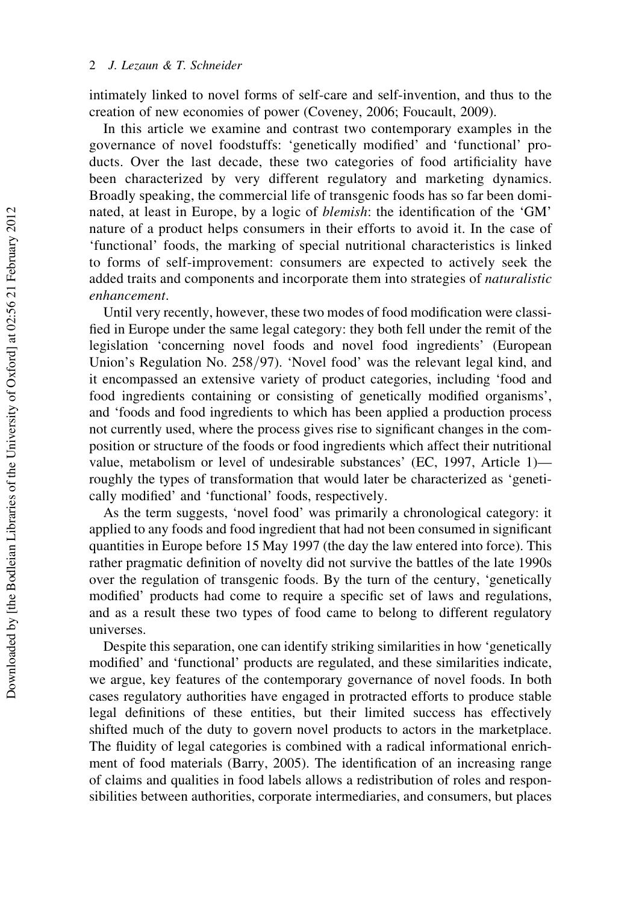intimately linked to novel forms of self-care and self-invention, and thus to the creation of new economies of power (Coveney, 2006; Foucault, 2009).

In this article we examine and contrast two contemporary examples in the governance of novel foodstuffs: 'genetically modified' and 'functional' products. Over the last decade, these two categories of food artificiality have been characterized by very different regulatory and marketing dynamics. Broadly speaking, the commercial life of transgenic foods has so far been dominated, at least in Europe, by a logic of *blemish*: the identification of the 'GM' nature of a product helps consumers in their efforts to avoid it. In the case of 'functional' foods, the marking of special nutritional characteristics is linked to forms of self-improvement: consumers are expected to actively seek the added traits and components and incorporate them into strategies of *naturalistic enhancement*.

Until very recently, however, these two modes of food modification were classified in Europe under the same legal category: they both fell under the remit of the legislation 'concerning novel foods and novel food ingredients' (European Union's Regulation No. 258/97). 'Novel food' was the relevant legal kind, and it encompassed an extensive variety of product categories, including 'food and food ingredients containing or consisting of genetically modified organisms', and 'foods and food ingredients to which has been applied a production process not currently used, where the process gives rise to significant changes in the composition or structure of the foods or food ingredients which affect their nutritional value, metabolism or level of undesirable substances' (EC, 1997, Article 1)—roughly the types of transformation that would later be characterized as 'genetically modified' and 'functional' foods, respectively.

As the term suggests, 'novel food' was primarily a chronological category: it applied to any foods and food ingredient that had not been consumed in significant quantities in Europe before 15 May 1997 (the day the law entered into force). This rather pragmatic definition of novelty did not survive the battles of the late 1990s over the regulation of transgenic foods. By the turn of the century, 'genetically modified' products had come to require a specific set of laws and regulations, and as a result these two types of food came to belong to different regulatory universes.

Despite this separation, one can identify striking similarities in how 'genetically modified' and 'functional' products are regulated, and these similarities indicate, we argue, key features of the contemporary governance of novel foods. In both cases regulatory authorities have engaged in protracted efforts to produce stable legal definitions of these entities, but their limited success has effectively shifted much of the duty to govern novel products to actors in the marketplace. The fluidity of legal categories is combined with a radical informational enrichment of food materials (Barry, 2005). The identification of an increasing range of claims and qualities in food labels allows a redistribution of roles and responsibilities between authorities, corporate intermediaries, and consumers, but places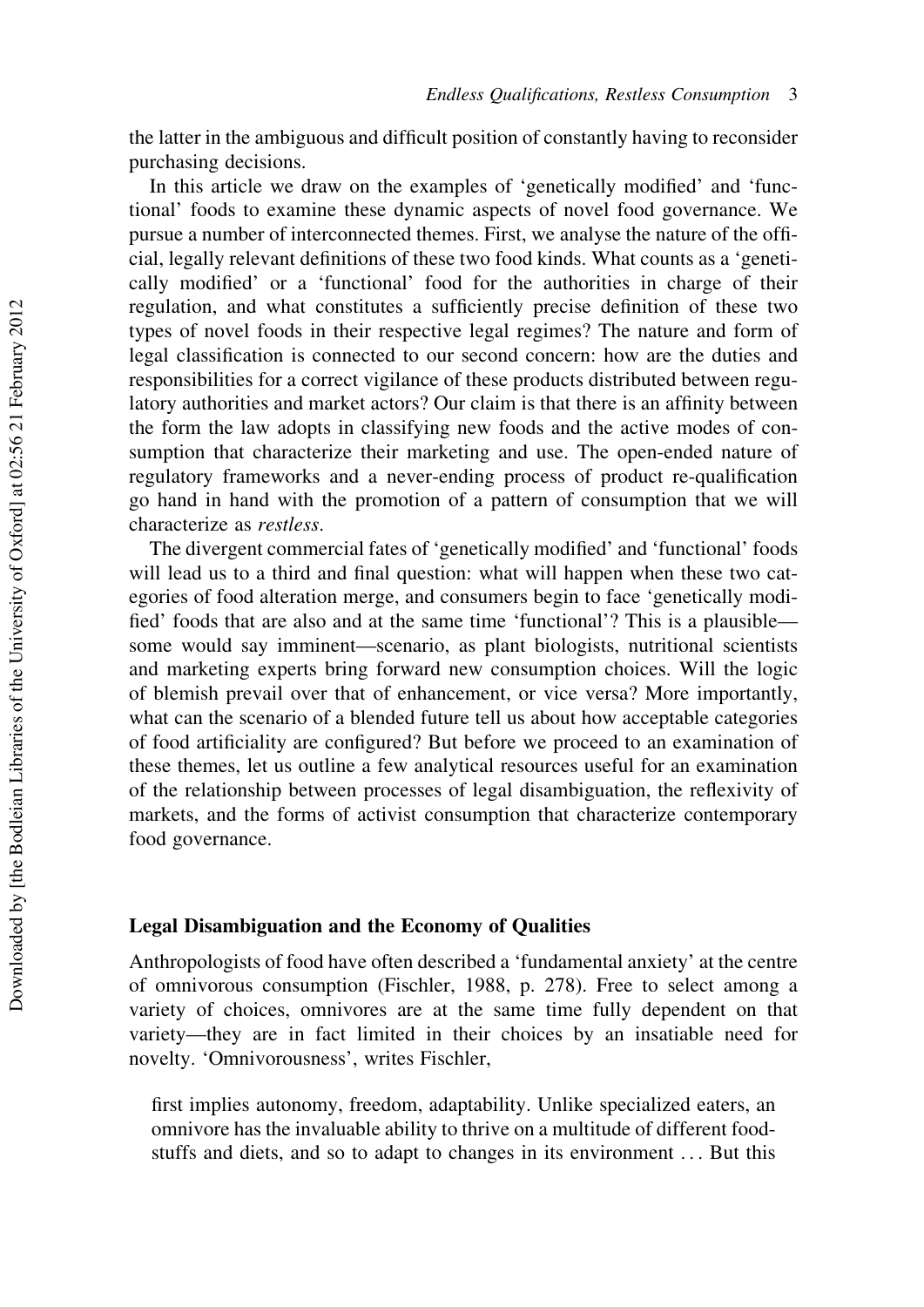the latter in the ambiguous and difficult position of constantly having to reconsider purchasing decisions.

In this article we draw on the examples of 'genetically modified' and 'functional' foods to examine these dynamic aspects of novel food governance. We pursue a number of interconnected themes. First, we analyse the nature of the official, legally relevant definitions of these two food kinds. What counts as a 'genetically modified' or a 'functional' food for the authorities in charge of their regulation, and what constitutes a sufficiently precise definition of these two types of novel foods in their respective legal regimes? The nature and form of legal classification is connected to our second concern: how are the duties and responsibilities for a correct vigilance of these products distributed between regulatory authorities and market actors? Our claim is that there is an affinity between the form the law adopts in classifying new foods and the active modes of consumption that characterize their marketing and use. The open-ended nature of regulatory frameworks and a never-ending process of product re-qualification go hand in hand with the promotion of a pattern of consumption that we will characterize as *restless*.

The divergent commercial fates of 'genetically modified' and 'functional' foods will lead us to a third and final question: what will happen when these two categories of food alteration merge, and consumers begin to face 'genetically modified' foods that are also and at the same time 'functional'? This is a plausible—some would say imminent—scenario, as plant biologists, nutritional scientists and marketing experts bring forward new consumption choices. Will the logic of blemish prevail over that of enhancement, or vice versa? More importantly, what can the scenario of a blended future tell us about how acceptable categories of food artificiality are configured? But before we proceed to an examination of these themes, let us outline a few analytical resources useful for an examination of the relationship between processes of legal disambiguation, the reflexivity of markets, and the forms of activist consumption that characterize contemporary food governance.

## Legal Disambiguation and the Economy of Qualities

Anthropologists of food have often described a 'fundamental anxiety' at the centre of omnivorous consumption (Fischler, 1988, p. 278). Free to select among a variety of choices, omnivores are at the same time fully dependent on that variety—they are in fact limited in their choices by an insatiable need for novelty. 'Omnivorousness', writes Fischler,

> first implies autonomy, freedom, adaptability. Unlike specialized eaters, an omnivore has the invaluable ability to thrive on a multitude of different foodstuffs and diets, and so to adapt to changes in its environment ... But this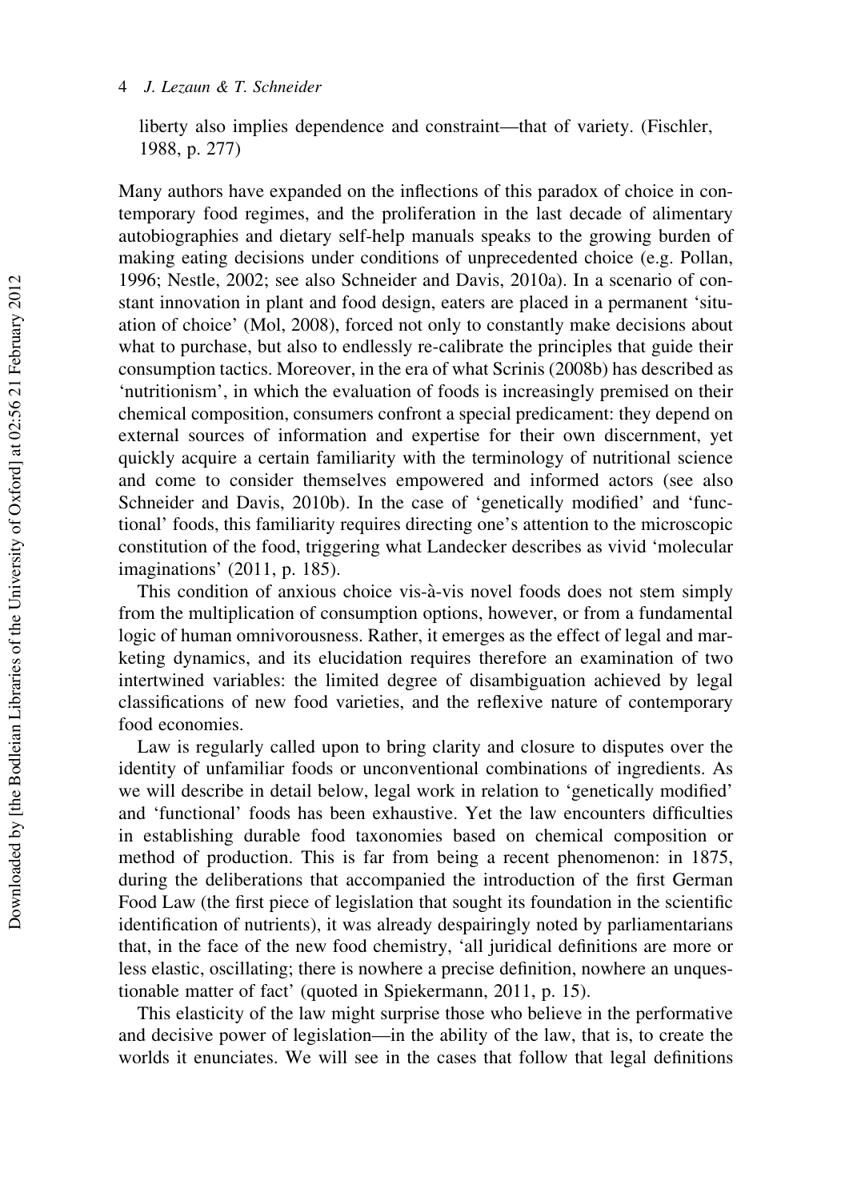liberty also implies dependence and constraint—that of variety. (Fischler, 1988, p. 277)

Many authors have expanded on the inflections of this paradox of choice in contemporary food regimes, and the proliferation in the last decade of alimentary autobiographies and dietary self-help manuals speaks to the growing burden of making eating decisions under conditions of unprecedented choice (e.g. Pollan, 1996; Nestle, 2002; see also Schneider and Davis, 2010a). In a scenario of constant innovation in plant and food design, eaters are placed in a permanent 'situation of choice' (Mol, 2008), forced not only to constantly make decisions about what to purchase, but also to endlessly re-calibrate the principles that guide their consumption tactics. Moreover, in the era of what Scrinis (2008b) has described as 'nutritionism', in which the evaluation of foods is increasingly premised on their chemical composition, consumers confront a special predicament: they depend on external sources of information and expertise for their own discernment, yet quickly acquire a certain familiarity with the terminology of nutritional science and come to consider themselves empowered and informed actors (see also Schneider and Davis, 2010b). In the case of 'genetically modified' and 'functional' foods, this familiarity requires directing one's attention to the microscopic constitution of the food, triggering what Landecker describes as vivid 'molecular imaginations' (2011, p. 185).

This condition of anxious choice vis-à-vis novel foods does not stem simply from the multiplication of consumption options, however, or from a fundamental logic of human omnivorousness. Rather, it emerges as the effect of legal and marketing dynamics, and its elucidation requires therefore an examination of two intertwined variables: the limited degree of disambiguation achieved by legal classifications of new food varieties, and the reflexive nature of contemporary food economies.

Law is regularly called upon to bring clarity and closure to disputes over the identity of unfamiliar foods or unconventional combinations of ingredients. As we will describe in detail below, legal work in relation to 'genetically modified' and 'functional' foods has been exhaustive. Yet the law encounters difficulties in establishing durable food taxonomies based on chemical composition or method of production. This is far from being a recent phenomenon: in 1875, during the deliberations that accompanied the introduction of the first German Food Law (the first piece of legislation that sought its foundation in the scientific identification of nutrients), it was already despairingly noted by parliamentarians that, in the face of the new food chemistry, 'all juridical definitions are more or less elastic, oscillating; there is nowhere a precise definition, nowhere an unquestionable matter of fact' (quoted in Spiekermann, 2011, p. 15).

This elasticity of the law might surprise those who believe in the performative and decisive power of legislation—in the ability of the law, that is, to create the worlds it enunciates. We will see in the cases that follow that legal definitions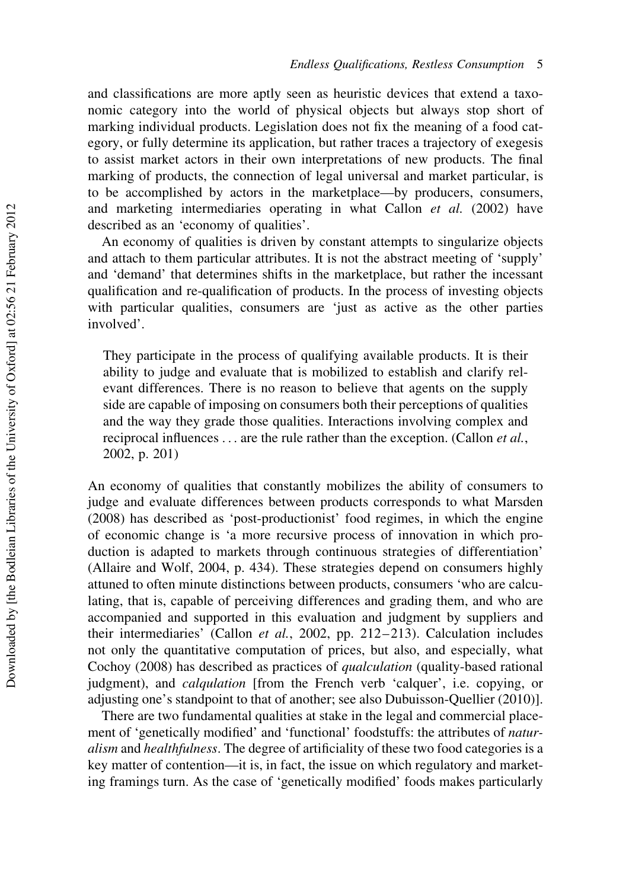and classifications are more aptly seen as heuristic devices that extend a taxonomic category into the world of physical objects but always stop short of marking individual products. Legislation does not fix the meaning of a food category, or fully determine its application, but rather traces a trajectory of exegesis to assist market actors in their own interpretations of new products. The final marking of products, the connection of legal universal and market particular, is to be accomplished by actors in the marketplace—by producers, consumers, and marketing intermediaries operating in what Callon *et al.* (2002) have described as an 'economy of qualities'.

An economy of qualities is driven by constant attempts to singularize objects and attach to them particular attributes. It is not the abstract meeting of 'supply' and 'demand' that determines shifts in the marketplace, but rather the incessant qualification and re-qualification of products. In the process of investing objects with particular qualities, consumers are 'just as active as the other parties involved'.

> They participate in the process of qualifying available products. It is their ability to judge and evaluate that is mobilized to establish and clarify relevant differences. There is no reason to believe that agents on the supply side are capable of imposing on consumers both their perceptions of qualities and the way they grade those qualities. Interactions involving complex and reciprocal influences . . . are the rule rather than the exception. (Callon *et al.*, 2002, p. 201)

An economy of qualities that constantly mobilizes the ability of consumers to judge and evaluate differences between products corresponds to what Marsden (2008) has described as 'post-productionist' food regimes, in which the engine of economic change is 'a more recursive process of innovation in which production is adapted to markets through continuous strategies of differentiation' (Allaire and Wolf, 2004, p. 434). These strategies depend on consumers highly attuned to often minute distinctions between products, consumers 'who are calculating, that is, capable of perceiving differences and grading them, and who are accompanied and supported in this evaluation and judgment by suppliers and their intermediaries' (Callon *et al.*, 2002, pp. 212–213). Calculation includes not only the quantitative computation of prices, but also, and especially, what Cochoy (2008) has described as practices of *qualculation* (quality-based rational judgment), and *calqulation* [from the French verb 'calquer', i.e. copying, or adjusting one's standpoint to that of another; see also Dubuisson-Quellier (2010)].

There are two fundamental qualities at stake in the legal and commercial placement of 'genetically modified' and 'functional' foodstuffs: the attributes of *naturalism* and *healthfulness*. The degree of artificiality of these two food categories is a key matter of contention—it is, in fact, the issue on which regulatory and marketing framings turn. As the case of 'genetically modified' foods makes particularly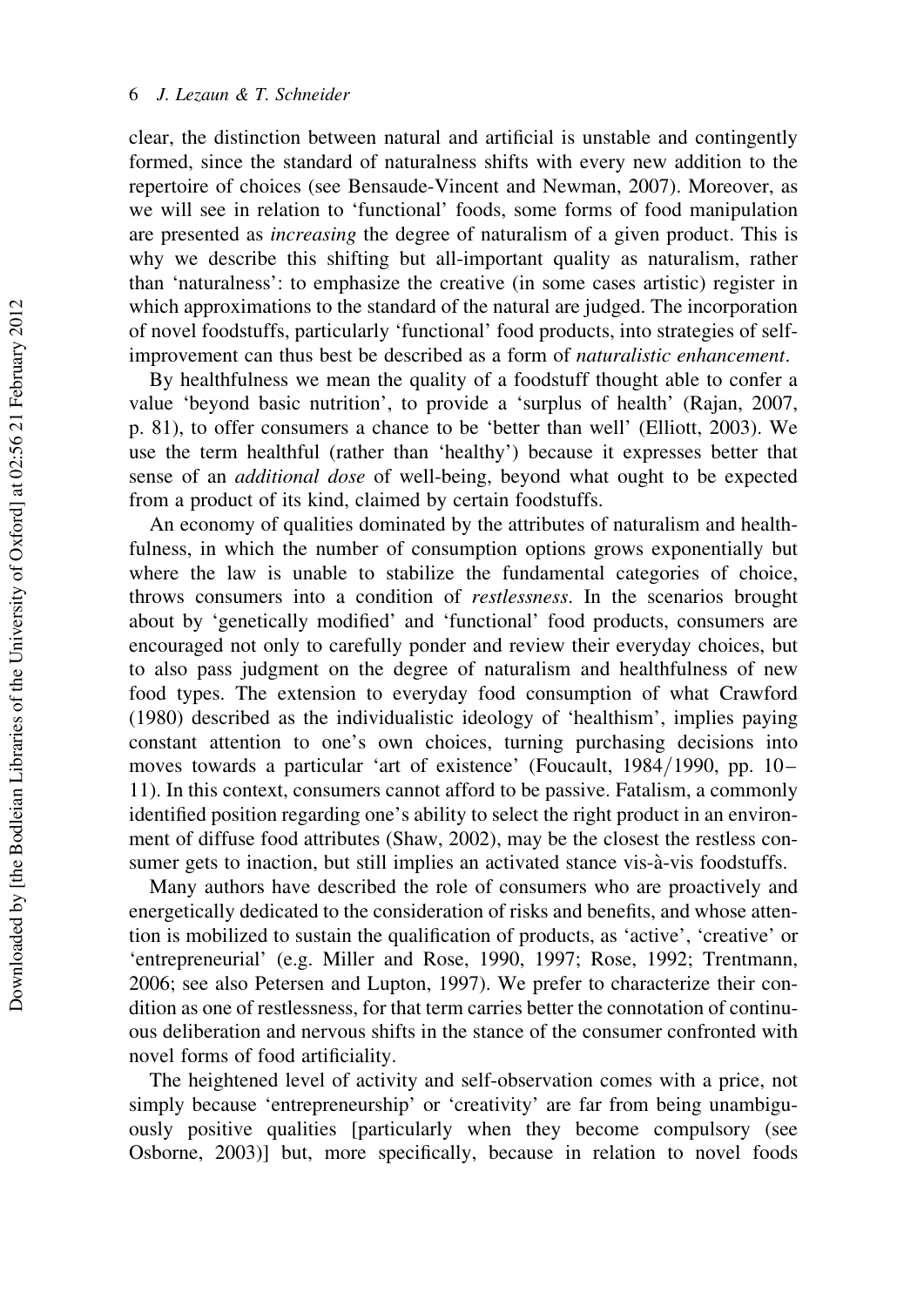clear, the distinction between natural and artificial is unstable and contingently formed, since the standard of naturalness shifts with every new addition to the repertoire of choices (see Bensaude-Vincent and Newman, 2007). Moreover, as we will see in relation to 'functional' foods, some forms of food manipulation are presented as *increasing* the degree of naturalism of a given product. This is why we describe this shifting but all-important quality as naturalism, rather than 'naturalness': to emphasize the creative (in some cases artistic) register in which approximations to the standard of the natural are judged. The incorporation of novel foodstuffs, particularly 'functional' food products, into strategies of self-improvement can thus best be described as a form of *naturalistic enhancement*.

By healthfulness we mean the quality of a foodstuff thought able to confer a value 'beyond basic nutrition', to provide a 'surplus of health' (Rajan, 2007, p. 81), to offer consumers a chance to be 'better than well' (Elliott, 2003). We use the term healthful (rather than 'healthy') because it expresses better that sense of an *additional dose* of well-being, beyond what ought to be expected from a product of its kind, claimed by certain foodstuffs.

An economy of qualities dominated by the attributes of naturalism and healthfulness, in which the number of consumption options grows exponentially but where the law is unable to stabilize the fundamental categories of choice, throws consumers into a condition of *restlessness*. In the scenarios brought about by 'genetically modified' and 'functional' food products, consumers are encouraged not only to carefully ponder and review their everyday choices, but to also pass judgment on the degree of naturalism and healthfulness of new food types. The extension to everyday food consumption of what Crawford (1980) described as the individualistic ideology of 'healthism', implies paying constant attention to one's own choices, turning purchasing decisions into moves towards a particular 'art of existence' (Foucault, 1984/1990, pp. 10–11). In this context, consumers cannot afford to be passive. Fatalism, a commonly identified position regarding one's ability to select the right product in an environment of diffuse food attributes (Shaw, 2002), may be the closest the restless consumer gets to inaction, but still implies an activated stance vis-à-vis foodstuffs.

Many authors have described the role of consumers who are proactively and energetically dedicated to the consideration of risks and benefits, and whose attention is mobilized to sustain the qualification of products, as 'active', 'creative' or 'entrepreneurial' (e.g. Miller and Rose, 1990, 1997; Rose, 1992; Trentmann, 2006; see also Petersen and Lupton, 1997). We prefer to characterize their condition as one of restlessness, for that term carries better the connotation of continuous deliberation and nervous shifts in the stance of the consumer confronted with novel forms of food artificiality.

The heightened level of activity and self-observation comes with a price, not simply because 'entrepreneurship' or 'creativity' are far from being unambiguously positive qualities [particularly when they become compulsory (see Osborne, 2003)] but, more specifically, because in relation to novel foods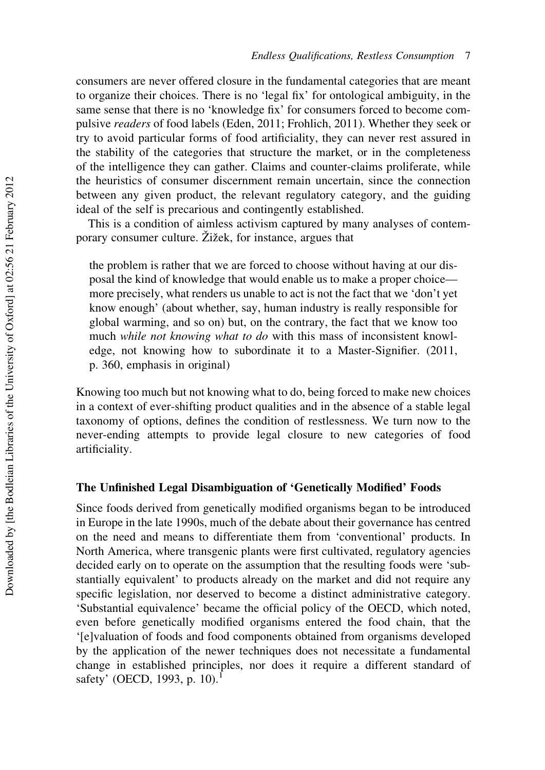consumers are never offered closure in the fundamental categories that are meant to organize their choices. There is no 'legal fix' for ontological ambiguity, in the same sense that there is no 'knowledge fix' for consumers forced to become compulsive *readers* of food labels (Eden, 2011; Frohlich, 2011). Whether they seek or try to avoid particular forms of food artificiality, they can never rest assured in the stability of the categories that structure the market, or in the completeness of the intelligence they can gather. Claims and counter-claims proliferate, while the heuristics of consumer discernment remain uncertain, since the connection between any given product, the relevant regulatory category, and the guiding ideal of the self is precarious and contingently established.

This is a condition of aimless activism captured by many analyses of contemporary consumer culture. Žižek, for instance, argues that

> the problem is rather that we are forced to choose without having at our disposal the kind of knowledge that would enable us to make a proper choice—more precisely, what renders us unable to act is not the fact that we 'don't yet know enough' (about whether, say, human industry is really responsible for global warming, and so on) but, on the contrary, the fact that we know too much *while not knowing what to do* with this mass of inconsistent knowledge, not knowing how to subordinate it to a Master-Signifier. (2011, p. 360, emphasis in original)

Knowing too much but not knowing what to do, being forced to make new choices in a context of ever-shifting product qualities and in the absence of a stable legal taxonomy of options, defines the condition of restlessness. We turn now to the never-ending attempts to provide legal closure to new categories of food artificiality.

## The Unfinished Legal Disambiguation of 'Genetically Modified' Foods

Since foods derived from genetically modified organisms began to be introduced in Europe in the late 1990s, much of the debate about their governance has centred on the need and means to differentiate them from 'conventional' products. In North America, where transgenic plants were first cultivated, regulatory agencies decided early on to operate on the assumption that the resulting foods were 'substantially equivalent' to products already on the market and did not require any specific legislation, nor deserved to become a distinct administrative category. 'Substantial equivalence' became the official policy of the OECD, which noted, even before genetically modified organisms entered the food chain, that the '[e]valuation of foods and food components obtained from organisms developed by the application of the newer techniques does not necessitate a fundamental change in established principles, nor does it require a different standard of safety' (OECD, 1993, p. 10).[1]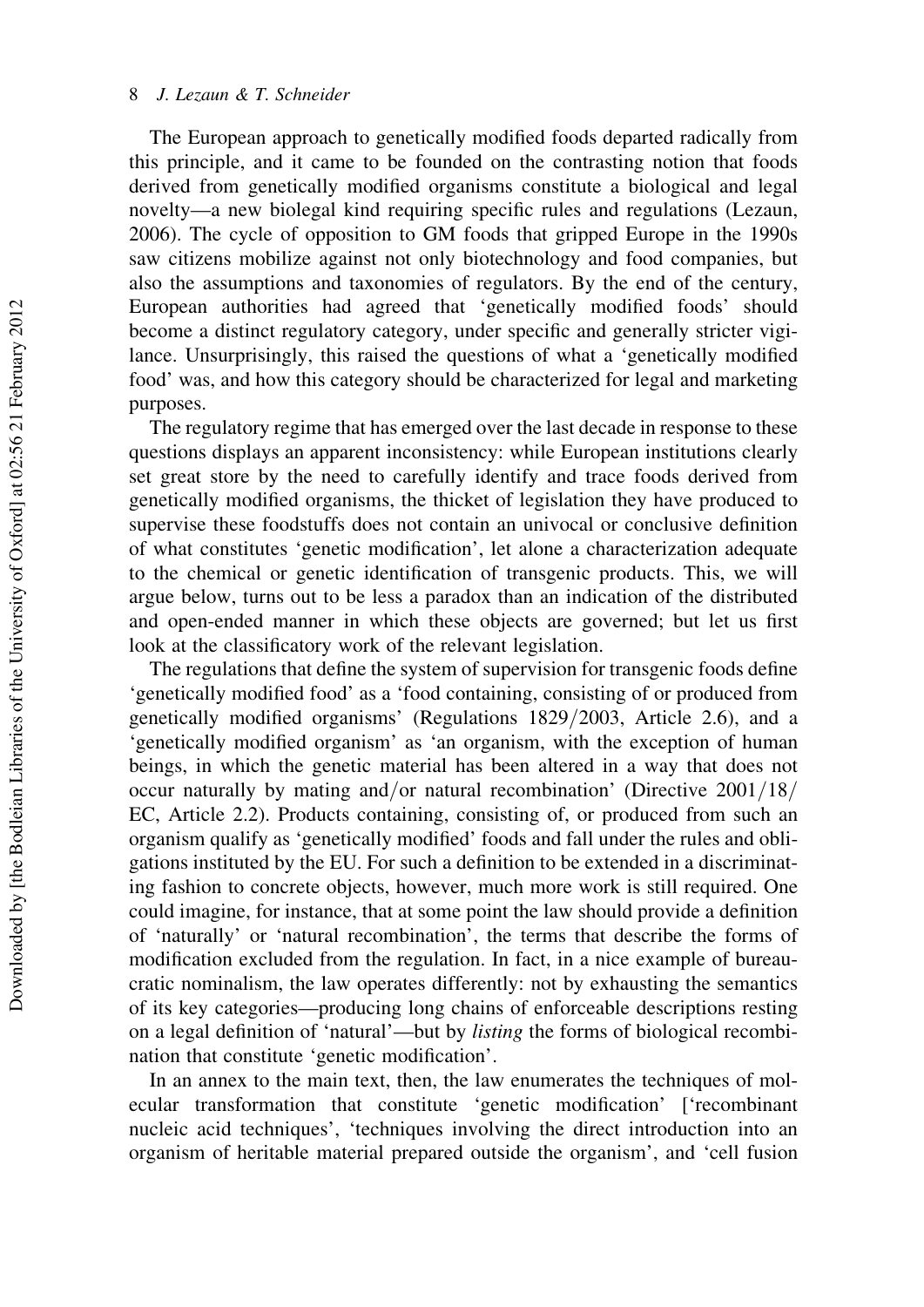The European approach to genetically modified foods departed radically from this principle, and it came to be founded on the contrasting notion that foods derived from genetically modified organisms constitute a biological and legal novelty—a new biolegal kind requiring specific rules and regulations (Lezaun, 2006). The cycle of opposition to GM foods that gripped Europe in the 1990s saw citizens mobilize against not only biotechnology and food companies, but also the assumptions and taxonomies of regulators. By the end of the century, European authorities had agreed that 'genetically modified foods' should become a distinct regulatory category, under specific and generally stricter vigilance. Unsurprisingly, this raised the questions of what a 'genetically modified food' was, and how this category should be characterized for legal and marketing purposes.

The regulatory regime that has emerged over the last decade in response to these questions displays an apparent inconsistency: while European institutions clearly set great store by the need to carefully identify and trace foods derived from genetically modified organisms, the thicket of legislation they have produced to supervise these foodstuffs does not contain an univocal or conclusive definition of what constitutes 'genetic modification', let alone a characterization adequate to the chemical or genetic identification of transgenic products. This, we will argue below, turns out to be less a paradox than an indication of the distributed and open-ended manner in which these objects are governed; but let us first look at the classificatory work of the relevant legislation.

The regulations that define the system of supervision for transgenic foods define 'genetically modified food' as a 'food containing, consisting of or produced from genetically modified organisms' (Regulations 1829/2003, Article 2.6), and a 'genetically modified organism' as 'an organism, with the exception of human beings, in which the genetic material has been altered in a way that does not occur naturally by mating and/or natural recombination' (Directive 2001/18/EC, Article 2.2). Products containing, consisting of, or produced from such an organism qualify as 'genetically modified' foods and fall under the rules and obligations instituted by the EU. For such a definition to be extended in a discriminating fashion to concrete objects, however, much more work is still required. One could imagine, for instance, that at some point the law should provide a definition of 'naturally' or 'natural recombination', the terms that describe the forms of modification excluded from the regulation. In fact, in a nice example of bureaucratic nominalism, the law operates differently: not by exhausting the semantics of its key categories—producing long chains of enforceable descriptions resting on a legal definition of 'natural'—but by *listing* the forms of biological recombination that constitute 'genetic modification'.

In an annex to the main text, then, the law enumerates the techniques of molecular transformation that constitute 'genetic modification' ['recombinant nucleic acid techniques', 'techniques involving the direct introduction into an organism of heritable material prepared outside the organism', and 'cell fusion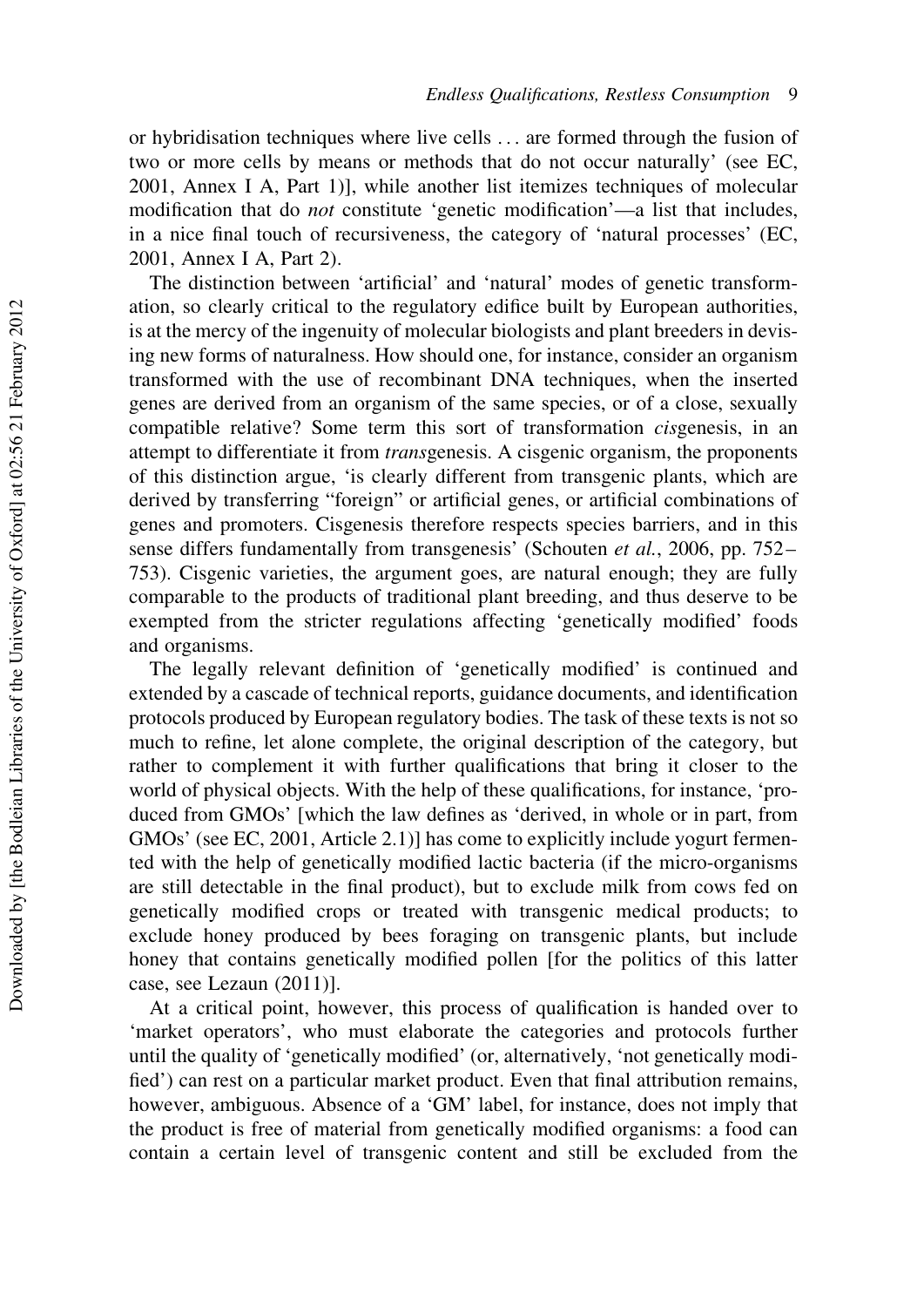or hybridisation techniques where live cells . . . are formed through the fusion of two or more cells by means or methods that do not occur naturally' (see EC, 2001, Annex I A, Part 1)], while another list itemizes techniques of molecular modification that do *not* constitute 'genetic modification'—a list that includes, in a nice final touch of recursiveness, the category of 'natural processes' (EC, 2001, Annex I A, Part 2).

The distinction between 'artificial' and 'natural' modes of genetic transformation, so clearly critical to the regulatory edifice built by European authorities, is at the mercy of the ingenuity of molecular biologists and plant breeders in devising new forms of naturalness. How should one, for instance, consider an organism transformed with the use of recombinant DNA techniques, when the inserted genes are derived from an organism of the same species, or of a close, sexually compatible relative? Some term this sort of transformation *cis*genesis, in an attempt to differentiate it from *trans*genesis. A cisgenic organism, the proponents of this distinction argue, 'is clearly different from transgenic plants, which are derived by transferring "foreign" or artificial genes, or artificial combinations of genes and promoters. Cisgenesis therefore respects species barriers, and in this sense differs fundamentally from transgenesis' (Schouten *et al.*, 2006, pp. 752–753). Cisgenic varieties, the argument goes, are natural enough; they are fully comparable to the products of traditional plant breeding, and thus deserve to be exempted from the stricter regulations affecting 'genetically modified' foods and organisms.

The legally relevant definition of 'genetically modified' is continued and extended by a cascade of technical reports, guidance documents, and identification protocols produced by European regulatory bodies. The task of these texts is not so much to refine, let alone complete, the original description of the category, but rather to complement it with further qualifications that bring it closer to the world of physical objects. With the help of these qualifications, for instance, 'produced from GMOs' [which the law defines as 'derived, in whole or in part, from GMOs' (see EC, 2001, Article 2.1)] has come to explicitly include yogurt fermented with the help of genetically modified lactic bacteria (if the micro-organisms are still detectable in the final product), but to exclude milk from cows fed on genetically modified crops or treated with transgenic medical products; to exclude honey produced by bees foraging on transgenic plants, but include honey that contains genetically modified pollen [for the politics of this latter case, see Lezaun (2011)].

At a critical point, however, this process of qualification is handed over to 'market operators', who must elaborate the categories and protocols further until the quality of 'genetically modified' (or, alternatively, 'not genetically modified') can rest on a particular market product. Even that final attribution remains, however, ambiguous. Absence of a 'GM' label, for instance, does not imply that the product is free of material from genetically modified organisms: a food can contain a certain level of transgenic content and still be excluded from the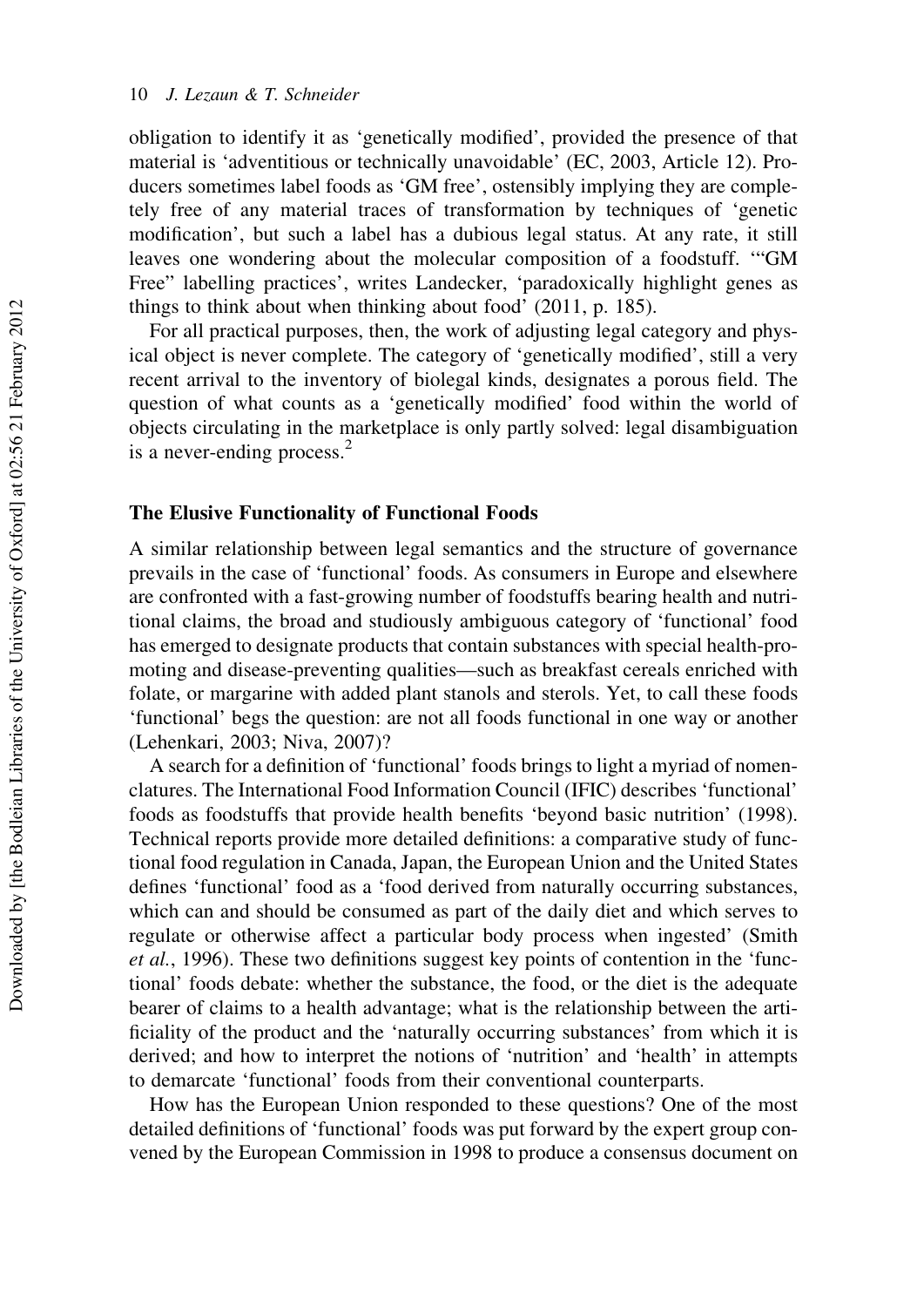obligation to identify it as 'genetically modified', provided the presence of that material is 'adventitious or technically unavoidable' (EC, 2003, Article 12). Producers sometimes label foods as 'GM free', ostensibly implying they are completely free of any material traces of transformation by techniques of 'genetic modification', but such a label has a dubious legal status. At any rate, it still leaves one wondering about the molecular composition of a foodstuff. '"GM Free" labelling practices', writes Landecker, 'paradoxically highlight genes as things to think about when thinking about food' (2011, p. 185).

For all practical purposes, then, the work of adjusting legal category and physical object is never complete. The category of 'genetically modified', still a very recent arrival to the inventory of biolegal kinds, designates a porous field. The question of what counts as a 'genetically modified' food within the world of objects circulating in the marketplace is only partly solved: legal disambiguation is a never-ending process.[2]

## The Elusive Functionality of Functional Foods

A similar relationship between legal semantics and the structure of governance prevails in the case of 'functional' foods. As consumers in Europe and elsewhere are confronted with a fast-growing number of foodstuffs bearing health and nutritional claims, the broad and studiously ambiguous category of 'functional' food has emerged to designate products that contain substances with special health-promoting and disease-preventing qualities—such as breakfast cereals enriched with folate, or margarine with added plant stanols and sterols. Yet, to call these foods 'functional' begs the question: are not all foods functional in one way or another (Lehenkari, 2003; Niva, 2007)?

A search for a definition of 'functional' foods brings to light a myriad of nomenclatures. The International Food Information Council (IFIC) describes 'functional' foods as foodstuffs that provide health benefits 'beyond basic nutrition' (1998). Technical reports provide more detailed definitions: a comparative study of functional food regulation in Canada, Japan, the European Union and the United States defines 'functional' food as a 'food derived from naturally occurring substances, which can and should be consumed as part of the daily diet and which serves to regulate or otherwise affect a particular body process when ingested' (Smith *et al.*, 1996). These two definitions suggest key points of contention in the 'functional' foods debate: whether the substance, the food, or the diet is the adequate bearer of claims to a health advantage; what is the relationship between the artificiality of the product and the 'naturally occurring substances' from which it is derived; and how to interpret the notions of 'nutrition' and 'health' in attempts to demarcate 'functional' foods from their conventional counterparts.

How has the European Union responded to these questions? One of the most detailed definitions of 'functional' foods was put forward by the expert group convened by the European Commission in 1998 to produce a consensus document on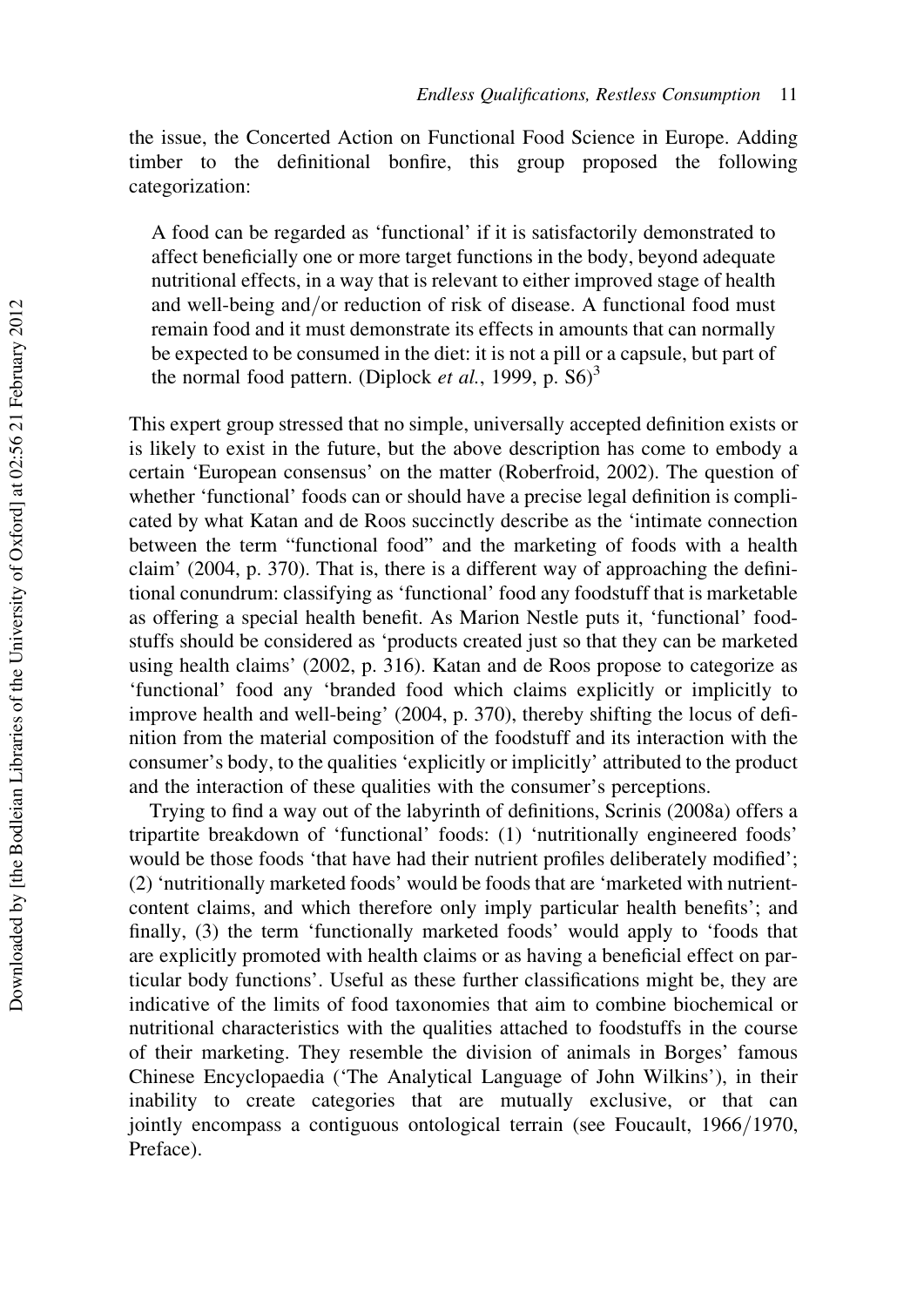the issue, the Concerted Action on Functional Food Science in Europe. Adding timber to the definitional bonfire, this group proposed the following categorization:

> A food can be regarded as 'functional' if it is satisfactorily demonstrated to affect beneficially one or more target functions in the body, beyond adequate nutritional effects, in a way that is relevant to either improved stage of health and well-being and/or reduction of risk of disease. A functional food must remain food and it must demonstrate its effects in amounts that can normally be expected to be consumed in the diet: it is not a pill or a capsule, but part of the normal food pattern. (Diplock *et al.*, 1999, p. S6)[3]

This expert group stressed that no simple, universally accepted definition exists or is likely to exist in the future, but the above description has come to embody a certain 'European consensus' on the matter (Roberfroid, 2002). The question of whether 'functional' foods can or should have a precise legal definition is complicated by what Katan and de Roos succinctly describe as the 'intimate connection between the term "functional food" and the marketing of foods with a health claim' (2004, p. 370). That is, there is a different way of approaching the definitional conundrum: classifying as 'functional' food any foodstuff that is marketable as offering a special health benefit. As Marion Nestle puts it, 'functional' foodstuffs should be considered as 'products created just so that they can be marketed using health claims' (2002, p. 316). Katan and de Roos propose to categorize as 'functional' food any 'branded food which claims explicitly or implicitly to improve health and well-being' (2004, p. 370), thereby shifting the locus of definition from the material composition of the foodstuff and its interaction with the consumer's body, to the qualities 'explicitly or implicitly' attributed to the product and the interaction of these qualities with the consumer's perceptions.

Trying to find a way out of the labyrinth of definitions, Scrinis (2008a) offers a tripartite breakdown of 'functional' foods: (1) 'nutritionally engineered foods' would be those foods 'that have had their nutrient profiles deliberately modified'; (2) 'nutritionally marketed foods' would be foods that are 'marketed with nutrient-content claims, and which therefore only imply particular health benefits'; and finally, (3) the term 'functionally marketed foods' would apply to 'foods that are explicitly promoted with health claims or as having a beneficial effect on particular body functions'. Useful as these further classifications might be, they are indicative of the limits of food taxonomies that aim to combine biochemical or nutritional characteristics with the qualities attached to foodstuffs in the course of their marketing. They resemble the division of animals in Borges' famous Chinese Encyclopaedia ('The Analytical Language of John Wilkins'), in their inability to create categories that are mutually exclusive, or that can jointly encompass a contiguous ontological terrain (see Foucault, 1966/1970, Preface).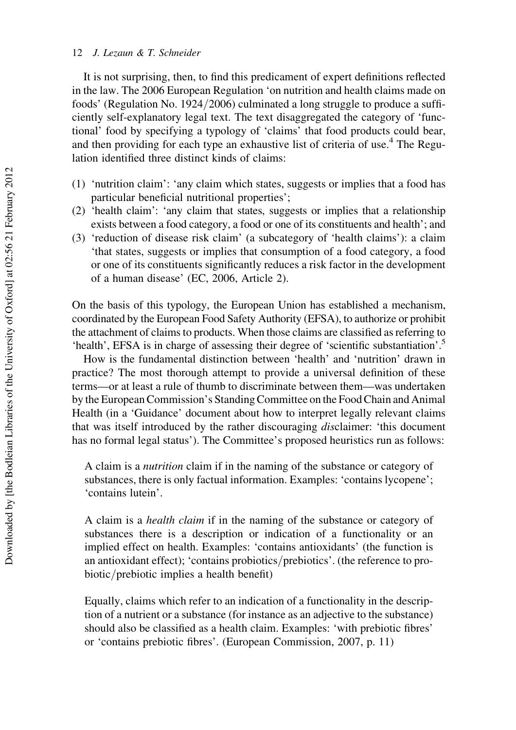It is not surprising, then, to find this predicament of expert definitions reflected in the law. The 2006 European Regulation 'on nutrition and health claims made on foods' (Regulation No. 1924/2006) culminated a long struggle to produce a sufficiently self-explanatory legal text. The text disaggregated the category of 'functional' food by specifying a typology of 'claims' that food products could bear, and then providing for each type an exhaustive list of criteria of use.[4] The Regulation identified three distinct kinds of claims:

(1) 'nutrition claim': 'any claim which states, suggests or implies that a food has particular beneficial nutritional properties';
(2) 'health claim': 'any claim that states, suggests or implies that a relationship exists between a food category, a food or one of its constituents and health'; and
(3) 'reduction of disease risk claim' (a subcategory of 'health claims'): a claim 'that states, suggests or implies that consumption of a food category, a food or one of its constituents significantly reduces a risk factor in the development of a human disease' (EC, 2006, Article 2).

On the basis of this typology, the European Union has established a mechanism, coordinated by the European Food Safety Authority (EFSA), to authorize or prohibit the attachment of claims to products. When those claims are classified as referring to 'health', EFSA is in charge of assessing their degree of 'scientific substantiation'.[5]

How is the fundamental distinction between 'health' and 'nutrition' drawn in practice? The most thorough attempt to provide a universal definition of these terms—or at least a rule of thumb to discriminate between them—was undertaken by the European Commission's Standing Committee on the Food Chain and Animal Health (in a 'Guidance' document about how to interpret legally relevant claims that was itself introduced by the rather discouraging *dis*claimer: 'this document has no formal legal status'). The Committee's proposed heuristics run as follows:

> A claim is a *nutrition* claim if in the naming of the substance or category of substances, there is only factual information. Examples: 'contains lycopene'; 'contains lutein'.
>
> A claim is a *health claim* if in the naming of the substance or category of substances there is a description or indication of a functionality or an implied effect on health. Examples: 'contains antioxidants' (the function is an antioxidant effect); 'contains probiotics/prebiotics'. (the reference to probiotic/prebiotic implies a health benefit)
>
> Equally, claims which refer to an indication of a functionality in the description of a nutrient or a substance (for instance as an adjective to the substance) should also be classified as a health claim. Examples: 'with prebiotic fibres' or 'contains prebiotic fibres'. (European Commission, 2007, p. 11)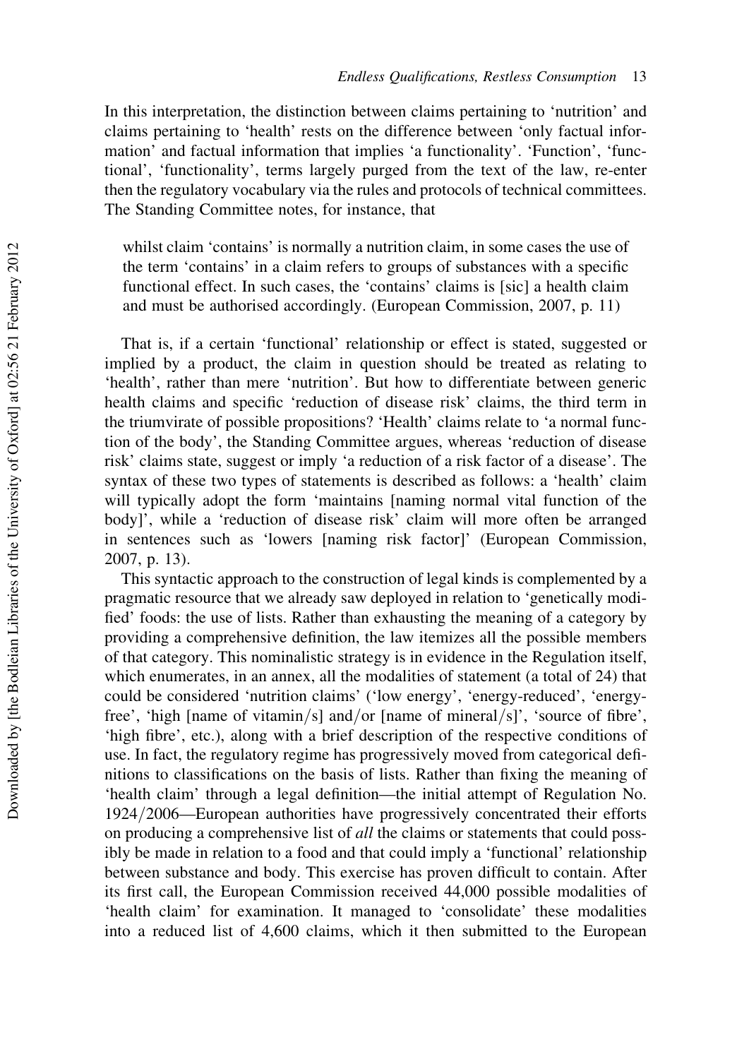In this interpretation, the distinction between claims pertaining to 'nutrition' and claims pertaining to 'health' rests on the difference between 'only factual information' and factual information that implies 'a functionality'. 'Function', 'functional', 'functionality', terms largely purged from the text of the law, re-enter then the regulatory vocabulary via the rules and protocols of technical committees. The Standing Committee notes, for instance, that

> whilst claim 'contains' is normally a nutrition claim, in some cases the use of the term 'contains' in a claim refers to groups of substances with a specific functional effect. In such cases, the 'contains' claims is [sic] a health claim and must be authorised accordingly. (European Commission, 2007, p. 11)

That is, if a certain 'functional' relationship or effect is stated, suggested or implied by a product, the claim in question should be treated as relating to 'health', rather than mere 'nutrition'. But how to differentiate between generic health claims and specific 'reduction of disease risk' claims, the third term in the triumvirate of possible propositions? 'Health' claims relate to 'a normal function of the body', the Standing Committee argues, whereas 'reduction of disease risk' claims state, suggest or imply 'a reduction of a risk factor of a disease'. The syntax of these two types of statements is described as follows: a 'health' claim will typically adopt the form 'maintains [naming normal vital function of the body]', while a 'reduction of disease risk' claim will more often be arranged in sentences such as 'lowers [naming risk factor]' (European Commission, 2007, p. 13).

This syntactic approach to the construction of legal kinds is complemented by a pragmatic resource that we already saw deployed in relation to 'genetically modified' foods: the use of lists. Rather than exhausting the meaning of a category by providing a comprehensive definition, the law itemizes all the possible members of that category. This nominalistic strategy is in evidence in the Regulation itself, which enumerates, in an annex, all the modalities of statement (a total of 24) that could be considered 'nutrition claims' ('low energy', 'energy-reduced', 'energy-free', 'high [name of vitamin/s] and/or [name of mineral/s]', 'source of fibre', 'high fibre', etc.), along with a brief description of the respective conditions of use. In fact, the regulatory regime has progressively moved from categorical definitions to classifications on the basis of lists. Rather than fixing the meaning of 'health claim' through a legal definition—the initial attempt of Regulation No. 1924/2006—European authorities have progressively concentrated their efforts on producing a comprehensive list of *all* the claims or statements that could possibly be made in relation to a food and that could imply a 'functional' relationship between substance and body. This exercise has proven difficult to contain. After its first call, the European Commission received 44,000 possible modalities of 'health claim' for examination. It managed to 'consolidate' these modalities into a reduced list of 4,600 claims, which it then submitted to the European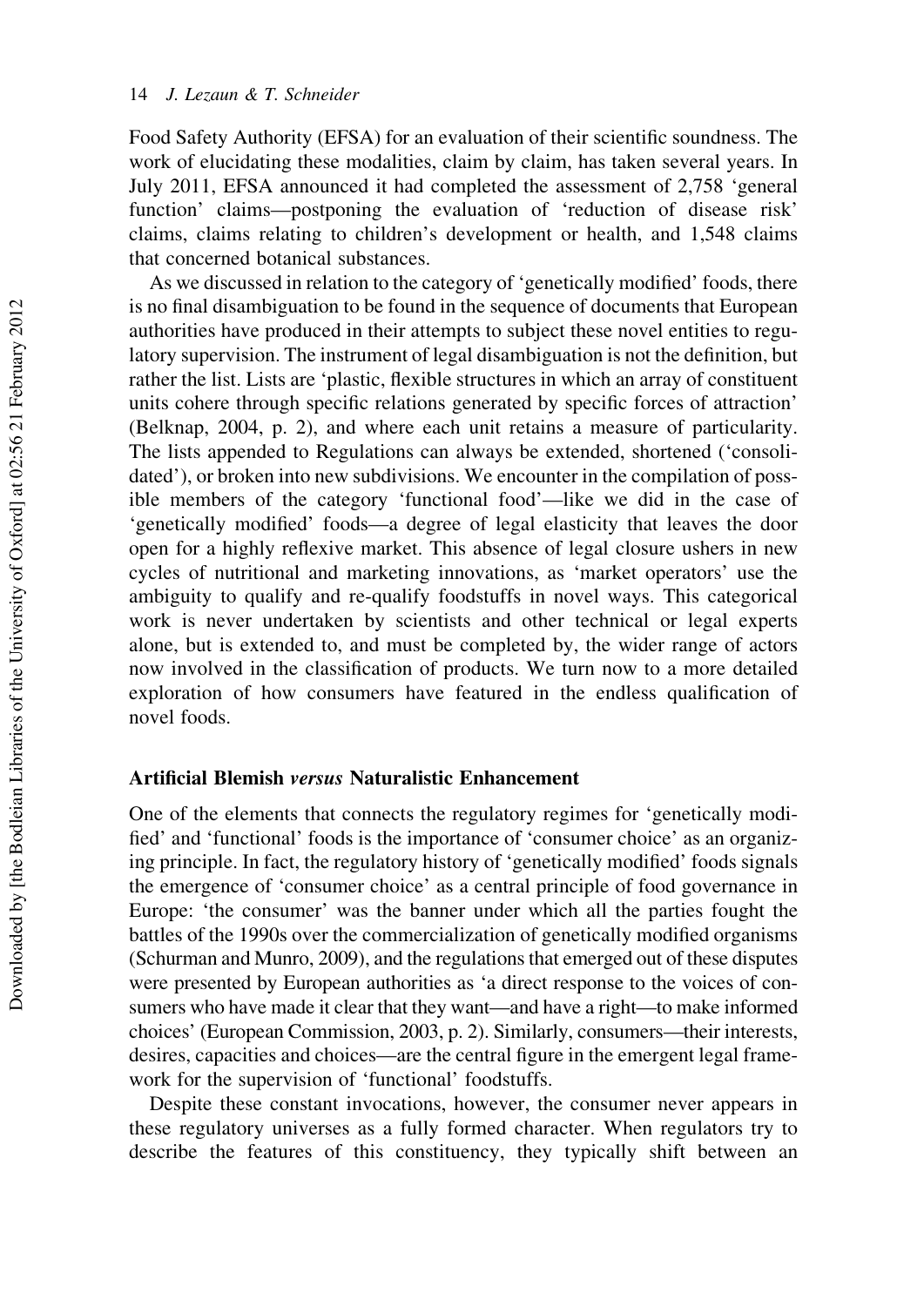Food Safety Authority (EFSA) for an evaluation of their scientific soundness. The work of elucidating these modalities, claim by claim, has taken several years. In July 2011, EFSA announced it had completed the assessment of 2,758 'general function' claims—postponing the evaluation of 'reduction of disease risk' claims, claims relating to children's development or health, and 1,548 claims that concerned botanical substances.

As we discussed in relation to the category of 'genetically modified' foods, there is no final disambiguation to be found in the sequence of documents that European authorities have produced in their attempts to subject these novel entities to regulatory supervision. The instrument of legal disambiguation is not the definition, but rather the list. Lists are 'plastic, flexible structures in which an array of constituent units cohere through specific relations generated by specific forces of attraction' (Belknap, 2004, p. 2), and where each unit retains a measure of particularity. The lists appended to Regulations can always be extended, shortened ('consolidated'), or broken into new subdivisions. We encounter in the compilation of possible members of the category 'functional food'—like we did in the case of 'genetically modified' foods—a degree of legal elasticity that leaves the door open for a highly reflexive market. This absence of legal closure ushers in new cycles of nutritional and marketing innovations, as 'market operators' use the ambiguity to qualify and re-qualify foodstuffs in novel ways. This categorical work is never undertaken by scientists and other technical or legal experts alone, but is extended to, and must be completed by, the wider range of actors now involved in the classification of products. We turn now to a more detailed exploration of how consumers have featured in the endless qualification of novel foods.

## Artificial Blemish *versus* Naturalistic Enhancement

One of the elements that connects the regulatory regimes for 'genetically modified' and 'functional' foods is the importance of 'consumer choice' as an organizing principle. In fact, the regulatory history of 'genetically modified' foods signals the emergence of 'consumer choice' as a central principle of food governance in Europe: 'the consumer' was the banner under which all the parties fought the battles of the 1990s over the commercialization of genetically modified organisms (Schurman and Munro, 2009), and the regulations that emerged out of these disputes were presented by European authorities as 'a direct response to the voices of consumers who have made it clear that they want—and have a right—to make informed choices' (European Commission, 2003, p. 2). Similarly, consumers—their interests, desires, capacities and choices—are the central figure in the emergent legal framework for the supervision of 'functional' foodstuffs.

Despite these constant invocations, however, the consumer never appears in these regulatory universes as a fully formed character. When regulators try to describe the features of this constituency, they typically shift between an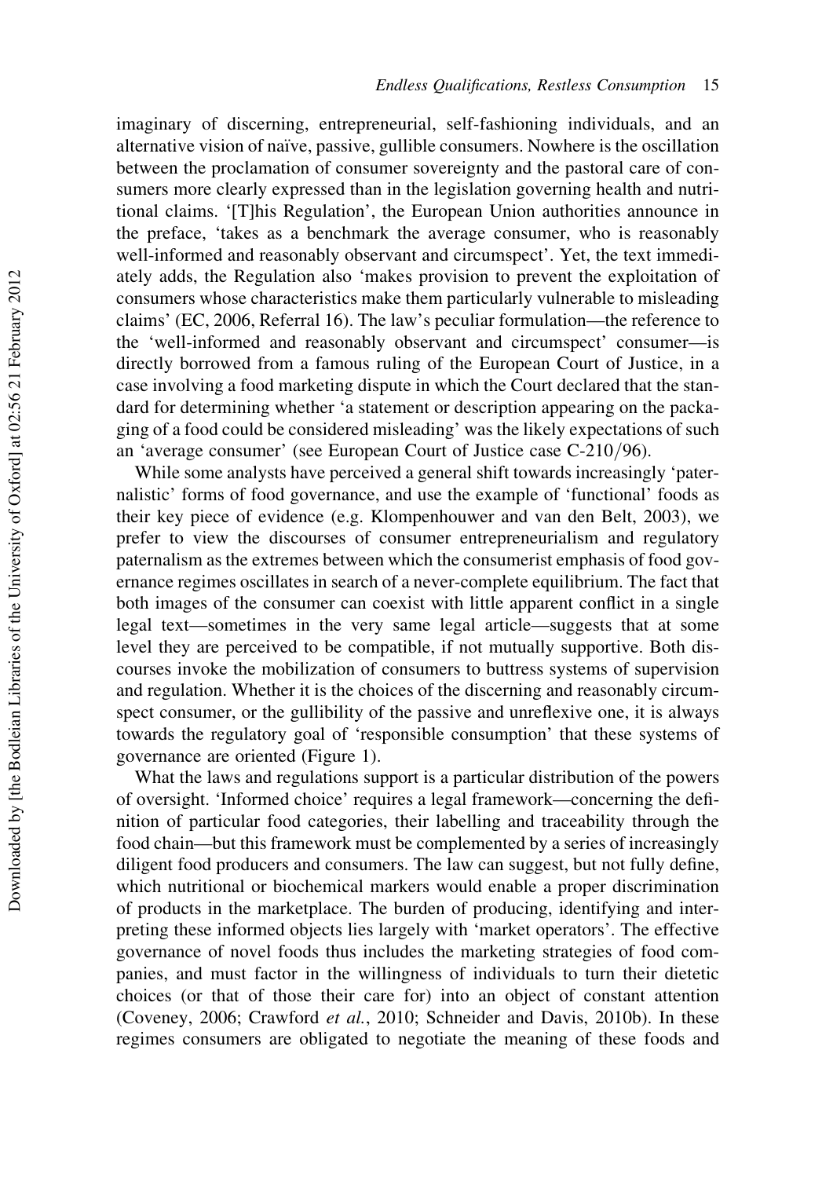imaginary of discerning, entrepreneurial, self-fashioning individuals, and an alternative vision of naïve, passive, gullible consumers. Nowhere is the oscillation between the proclamation of consumer sovereignty and the pastoral care of consumers more clearly expressed than in the legislation governing health and nutritional claims. '[T]his Regulation', the European Union authorities announce in the preface, 'takes as a benchmark the average consumer, who is reasonably well-informed and reasonably observant and circumspect'. Yet, the text immediately adds, the Regulation also 'makes provision to prevent the exploitation of consumers whose characteristics make them particularly vulnerable to misleading claims' (EC, 2006, Referral 16). The law's peculiar formulation—the reference to the 'well-informed and reasonably observant and circumspect' consumer—is directly borrowed from a famous ruling of the European Court of Justice, in a case involving a food marketing dispute in which the Court declared that the standard for determining whether 'a statement or description appearing on the packaging of a food could be considered misleading' was the likely expectations of such an 'average consumer' (see European Court of Justice case C-210/96).

While some analysts have perceived a general shift towards increasingly 'paternalistic' forms of food governance, and use the example of 'functional' foods as their key piece of evidence (e.g. Klompenhouwer and van den Belt, 2003), we prefer to view the discourses of consumer entrepreneurialism and regulatory paternalism as the extremes between which the consumerist emphasis of food governance regimes oscillates in search of a never-complete equilibrium. The fact that both images of the consumer can coexist with little apparent conflict in a single legal text—sometimes in the very same legal article—suggests that at some level they are perceived to be compatible, if not mutually supportive. Both discourses invoke the mobilization of consumers to buttress systems of supervision and regulation. Whether it is the choices of the discerning and reasonably circumspect consumer, or the gullibility of the passive and unreflexive one, it is always towards the regulatory goal of 'responsible consumption' that these systems of governance are oriented (Figure 1).

What the laws and regulations support is a particular distribution of the powers of oversight. 'Informed choice' requires a legal framework—concerning the definition of particular food categories, their labelling and traceability through the food chain—but this framework must be complemented by a series of increasingly diligent food producers and consumers. The law can suggest, but not fully define, which nutritional or biochemical markers would enable a proper discrimination of products in the marketplace. The burden of producing, identifying and interpreting these informed objects lies largely with 'market operators'. The effective governance of novel foods thus includes the marketing strategies of food companies, and must factor in the willingness of individuals to turn their dietetic choices (or that of those their care for) into an object of constant attention (Coveney, 2006; Crawford *et al.*, 2010; Schneider and Davis, 2010b). In these regimes consumers are obligated to negotiate the meaning of these foods and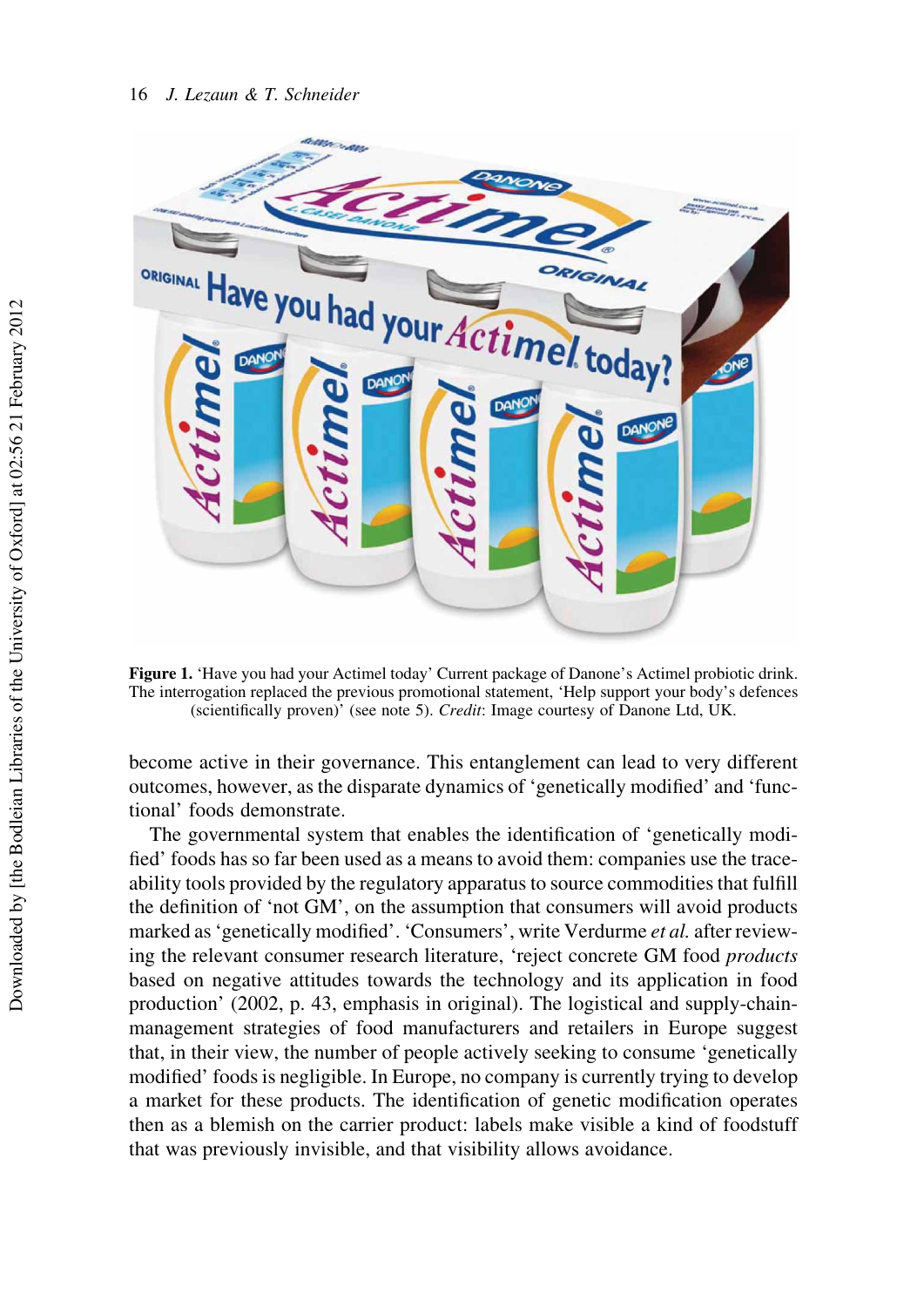**Figure 1.** 'Have you had your Actimel today' Current package of Danone's Actimel probiotic drink. The interrogation replaced the previous promotional statement, 'Help support your body's defences (scientifically proven)' (see note 5). *Credit*: Image courtesy of Danone Ltd, UK.

become active in their governance. This entanglement can lead to very different outcomes, however, as the disparate dynamics of 'genetically modified' and 'functional' foods demonstrate.

The governmental system that enables the identification of 'genetically modified' foods has so far been used as a means to avoid them: companies use the traceability tools provided by the regulatory apparatus to source commodities that fulfill the definition of 'not GM', on the assumption that consumers will avoid products marked as 'genetically modified'. 'Consumers', write Verdurme *et al.* after reviewing the relevant consumer research literature, 'reject concrete GM food *products* based on negative attitudes towards the technology and its application in food production' (2002, p. 43, emphasis in original). The logistical and supply-chain-management strategies of food manufacturers and retailers in Europe suggest that, in their view, the number of people actively seeking to consume 'genetically modified' foods is negligible. In Europe, no company is currently trying to develop a market for these products. The identification of genetic modification operates then as a blemish on the carrier product: labels make visible a kind of foodstuff that was previously invisible, and that visibility allows avoidance.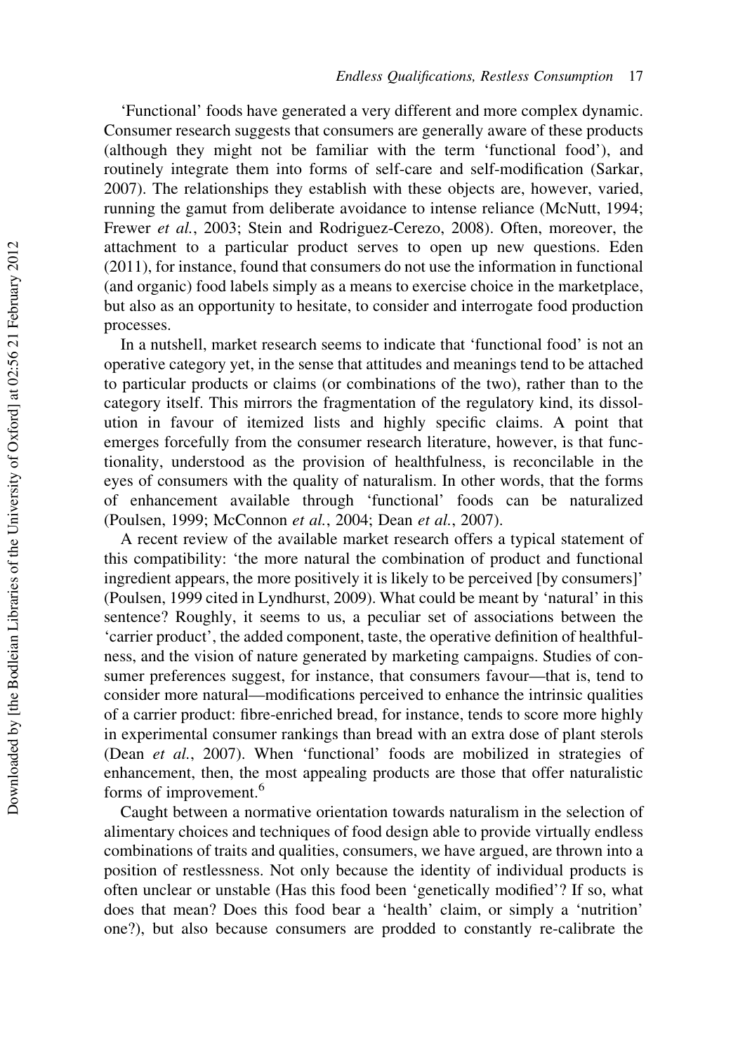'Functional' foods have generated a very different and more complex dynamic. Consumer research suggests that consumers are generally aware of these products (although they might not be familiar with the term 'functional food'), and routinely integrate them into forms of self-care and self-modification (Sarkar, 2007). The relationships they establish with these objects are, however, varied, running the gamut from deliberate avoidance to intense reliance (McNutt, 1994; Frewer *et al.*, 2003; Stein and Rodriguez-Cerezo, 2008). Often, moreover, the attachment to a particular product serves to open up new questions. Eden (2011), for instance, found that consumers do not use the information in functional (and organic) food labels simply as a means to exercise choice in the marketplace, but also as an opportunity to hesitate, to consider and interrogate food production processes.

In a nutshell, market research seems to indicate that 'functional food' is not an operative category yet, in the sense that attitudes and meanings tend to be attached to particular products or claims (or combinations of the two), rather than to the category itself. This mirrors the fragmentation of the regulatory kind, its dissolution in favour of itemized lists and highly specific claims. A point that emerges forcefully from the consumer research literature, however, is that functionality, understood as the provision of healthfulness, is reconcilable in the eyes of consumers with the quality of naturalism. In other words, that the forms of enhancement available through 'functional' foods can be naturalized (Poulsen, 1999; McConnon *et al.*, 2004; Dean *et al.*, 2007).

A recent review of the available market research offers a typical statement of this compatibility: 'the more natural the combination of product and functional ingredient appears, the more positively it is likely to be perceived [by consumers]' (Poulsen, 1999 cited in Lyndhurst, 2009). What could be meant by 'natural' in this sentence? Roughly, it seems to us, a peculiar set of associations between the 'carrier product', the added component, taste, the operative definition of healthfulness, and the vision of nature generated by marketing campaigns. Studies of consumer preferences suggest, for instance, that consumers favour—that is, tend to consider more natural—modifications perceived to enhance the intrinsic qualities of a carrier product: fibre-enriched bread, for instance, tends to score more highly in experimental consumer rankings than bread with an extra dose of plant sterols (Dean *et al.*, 2007). When 'functional' foods are mobilized in strategies of enhancement, then, the most appealing products are those that offer naturalistic forms of improvement.[6]

Caught between a normative orientation towards naturalism in the selection of alimentary choices and techniques of food design able to provide virtually endless combinations of traits and qualities, consumers, we have argued, are thrown into a position of restlessness. Not only because the identity of individual products is often unclear or unstable (Has this food been 'genetically modified'? If so, what does that mean? Does this food bear a 'health' claim, or simply a 'nutrition' one?), but also because consumers are prodded to constantly re-calibrate the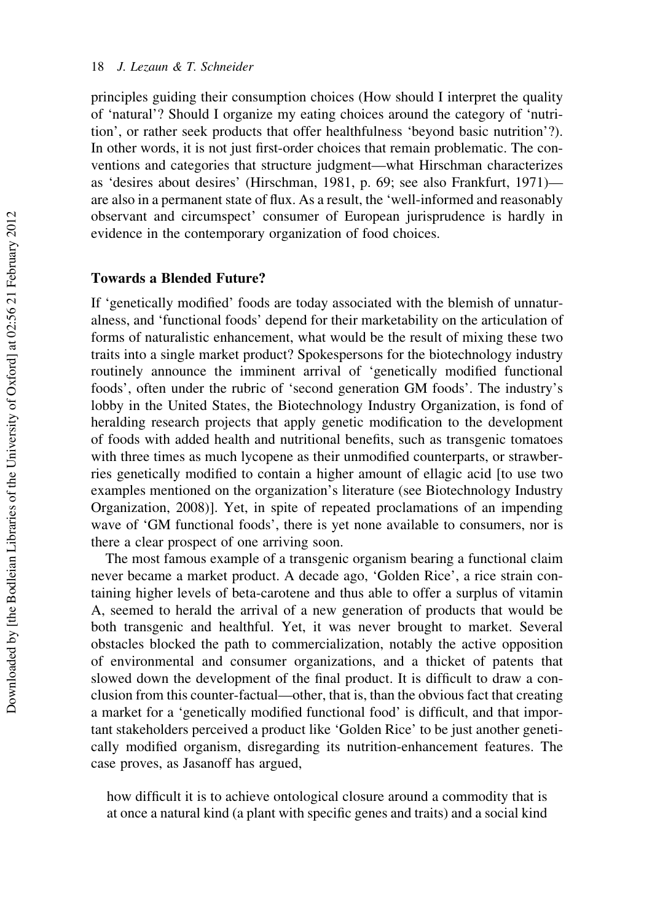principles guiding their consumption choices (How should I interpret the quality of 'natural'? Should I organize my eating choices around the category of 'nutrition', or rather seek products that offer healthfulness 'beyond basic nutrition'?). In other words, it is not just first-order choices that remain problematic. The conventions and categories that structure judgment—what Hirschman characterizes as 'desires about desires' (Hirschman, 1981, p. 69; see also Frankfurt, 1971)—are also in a permanent state of flux. As a result, the 'well-informed and reasonably observant and circumspect' consumer of European jurisprudence is hardly in evidence in the contemporary organization of food choices.

## Towards a Blended Future?

If 'genetically modified' foods are today associated with the blemish of unnaturalness, and 'functional foods' depend for their marketability on the articulation of forms of naturalistic enhancement, what would be the result of mixing these two traits into a single market product? Spokespersons for the biotechnology industry routinely announce the imminent arrival of 'genetically modified functional foods', often under the rubric of 'second generation GM foods'. The industry's lobby in the United States, the Biotechnology Industry Organization, is fond of heralding research projects that apply genetic modification to the development of foods with added health and nutritional benefits, such as transgenic tomatoes with three times as much lycopene as their unmodified counterparts, or strawberries genetically modified to contain a higher amount of ellagic acid [to use two examples mentioned on the organization's literature (see Biotechnology Industry Organization, 2008)]. Yet, in spite of repeated proclamations of an impending wave of 'GM functional foods', there is yet none available to consumers, nor is there a clear prospect of one arriving soon.

The most famous example of a transgenic organism bearing a functional claim never became a market product. A decade ago, 'Golden Rice', a rice strain containing higher levels of beta-carotene and thus able to offer a surplus of vitamin A, seemed to herald the arrival of a new generation of products that would be both transgenic and healthful. Yet, it was never brought to market. Several obstacles blocked the path to commercialization, notably the active opposition of environmental and consumer organizations, and a thicket of patents that slowed down the development of the final product. It is difficult to draw a conclusion from this counter-factual—other, that is, than the obvious fact that creating a market for a 'genetically modified functional food' is difficult, and that important stakeholders perceived a product like 'Golden Rice' to be just another genetically modified organism, disregarding its nutrition-enhancement features. The case proves, as Jasanoff has argued,

> how difficult it is to achieve ontological closure around a commodity that is at once a natural kind (a plant with specific genes and traits) and a social kind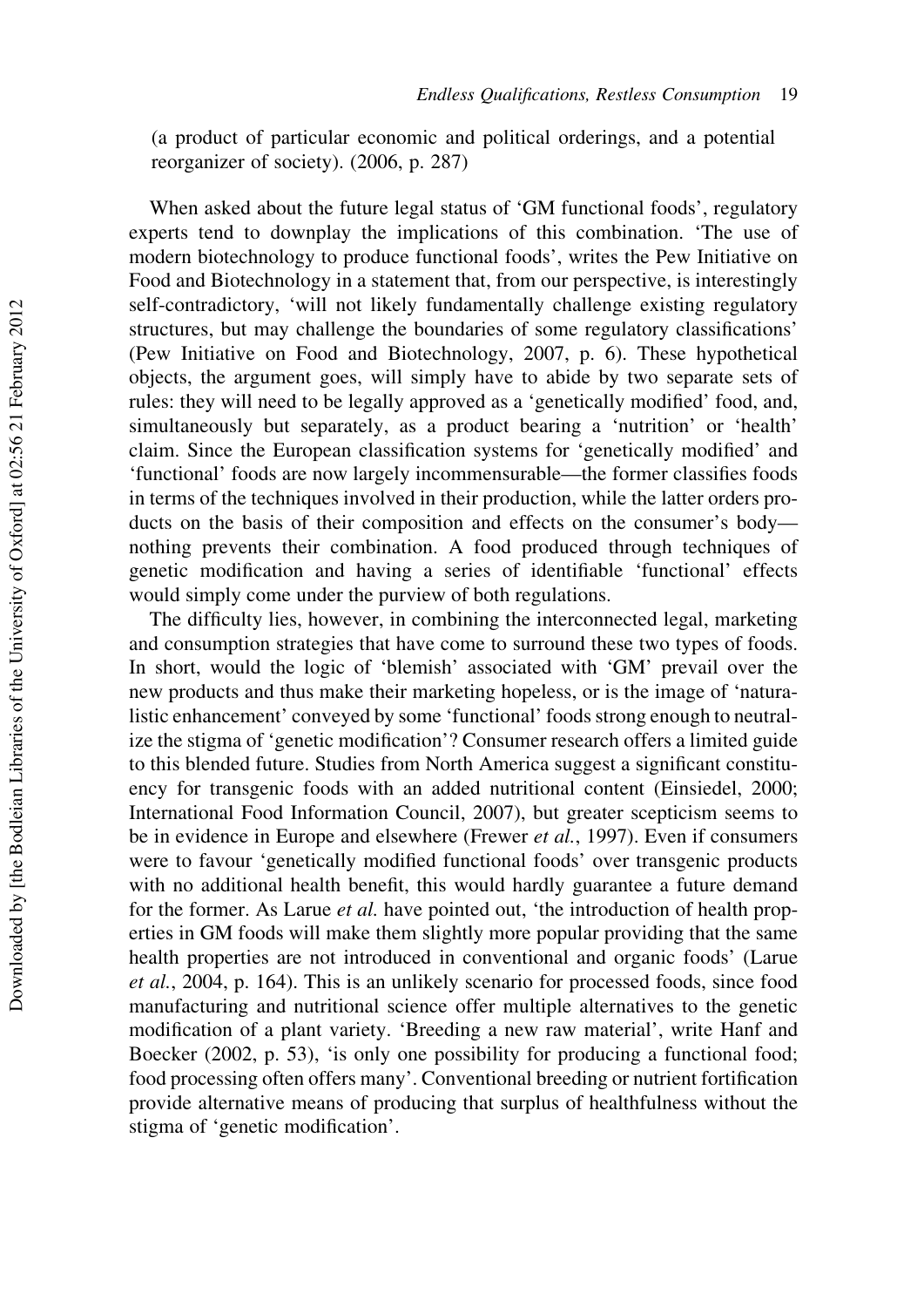(a product of particular economic and political orderings, and a potential reorganizer of society). (2006, p. 287)

When asked about the future legal status of 'GM functional foods', regulatory experts tend to downplay the implications of this combination. 'The use of modern biotechnology to produce functional foods', writes the Pew Initiative on Food and Biotechnology in a statement that, from our perspective, is interestingly self-contradictory, 'will not likely fundamentally challenge existing regulatory structures, but may challenge the boundaries of some regulatory classifications' (Pew Initiative on Food and Biotechnology, 2007, p. 6). These hypothetical objects, the argument goes, will simply have to abide by two separate sets of rules: they will need to be legally approved as a 'genetically modified' food, and, simultaneously but separately, as a product bearing a 'nutrition' or 'health' claim. Since the European classification systems for 'genetically modified' and 'functional' foods are now largely incommensurable—the former classifies foods in terms of the techniques involved in their production, while the latter orders products on the basis of their composition and effects on the consumer's body—nothing prevents their combination. A food produced through techniques of genetic modification and having a series of identifiable 'functional' effects would simply come under the purview of both regulations.

The difficulty lies, however, in combining the interconnected legal, marketing and consumption strategies that have come to surround these two types of foods. In short, would the logic of 'blemish' associated with 'GM' prevail over the new products and thus make their marketing hopeless, or is the image of 'naturalistic enhancement' conveyed by some 'functional' foods strong enough to neutralize the stigma of 'genetic modification'? Consumer research offers a limited guide to this blended future. Studies from North America suggest a significant constituency for transgenic foods with an added nutritional content (Einsiedel, 2000; International Food Information Council, 2007), but greater scepticism seems to be in evidence in Europe and elsewhere (Frewer *et al.*, 1997). Even if consumers were to favour 'genetically modified functional foods' over transgenic products with no additional health benefit, this would hardly guarantee a future demand for the former. As Larue *et al.* have pointed out, 'the introduction of health properties in GM foods will make them slightly more popular providing that the same health properties are not introduced in conventional and organic foods' (Larue *et al.*, 2004, p. 164). This is an unlikely scenario for processed foods, since food manufacturing and nutritional science offer multiple alternatives to the genetic modification of a plant variety. 'Breeding a new raw material', write Hanf and Boecker (2002, p. 53), 'is only one possibility for producing a functional food; food processing often offers many'. Conventional breeding or nutrient fortification provide alternative means of producing that surplus of healthfulness without the stigma of 'genetic modification'.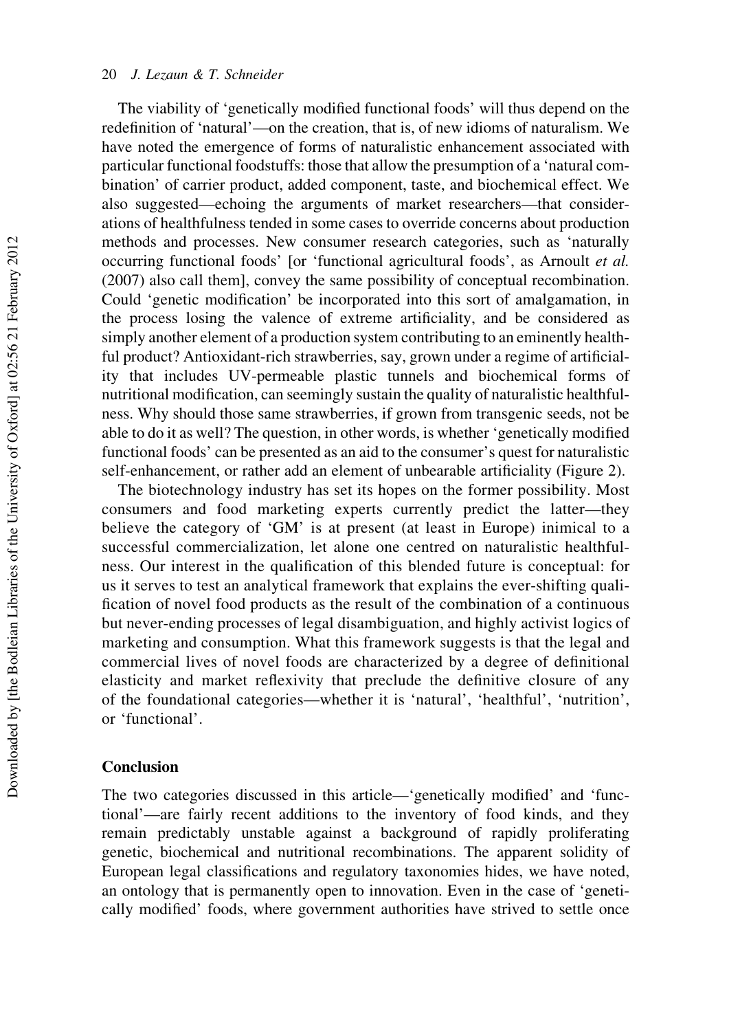The viability of 'genetically modified functional foods' will thus depend on the redefinition of 'natural'—on the creation, that is, of new idioms of naturalism. We have noted the emergence of forms of naturalistic enhancement associated with particular functional foodstuffs: those that allow the presumption of a 'natural combination' of carrier product, added component, taste, and biochemical effect. We also suggested—echoing the arguments of market researchers—that considerations of healthfulness tended in some cases to override concerns about production methods and processes. New consumer research categories, such as 'naturally occurring functional foods' [or 'functional agricultural foods', as Arnoult *et al.* (2007) also call them], convey the same possibility of conceptual recombination. Could 'genetic modification' be incorporated into this sort of amalgamation, in the process losing the valence of extreme artificiality, and be considered as simply another element of a production system contributing to an eminently healthful product? Antioxidant-rich strawberries, say, grown under a regime of artificiality that includes UV-permeable plastic tunnels and biochemical forms of nutritional modification, can seemingly sustain the quality of naturalistic healthfulness. Why should those same strawberries, if grown from transgenic seeds, not be able to do it as well? The question, in other words, is whether 'genetically modified functional foods' can be presented as an aid to the consumer's quest for naturalistic self-enhancement, or rather add an element of unbearable artificiality (Figure 2).

The biotechnology industry has set its hopes on the former possibility. Most consumers and food marketing experts currently predict the latter—they believe the category of 'GM' is at present (at least in Europe) inimical to a successful commercialization, let alone one centred on naturalistic healthfulness. Our interest in the qualification of this blended future is conceptual: for us it serves to test an analytical framework that explains the ever-shifting qualification of novel food products as the result of the combination of a continuous but never-ending processes of legal disambiguation, and highly activist logics of marketing and consumption. What this framework suggests is that the legal and commercial lives of novel foods are characterized by a degree of definitional elasticity and market reflexivity that preclude the definitive closure of any of the foundational categories—whether it is 'natural', 'healthful', 'nutrition', or 'functional'.

## Conclusion

The two categories discussed in this article—'genetically modified' and 'functional'—are fairly recent additions to the inventory of food kinds, and they remain predictably unstable against a background of rapidly proliferating genetic, biochemical and nutritional recombinations. The apparent solidity of European legal classifications and regulatory taxonomies hides, we have noted, an ontology that is permanently open to innovation. Even in the case of 'genetically modified' foods, where government authorities have strived to settle once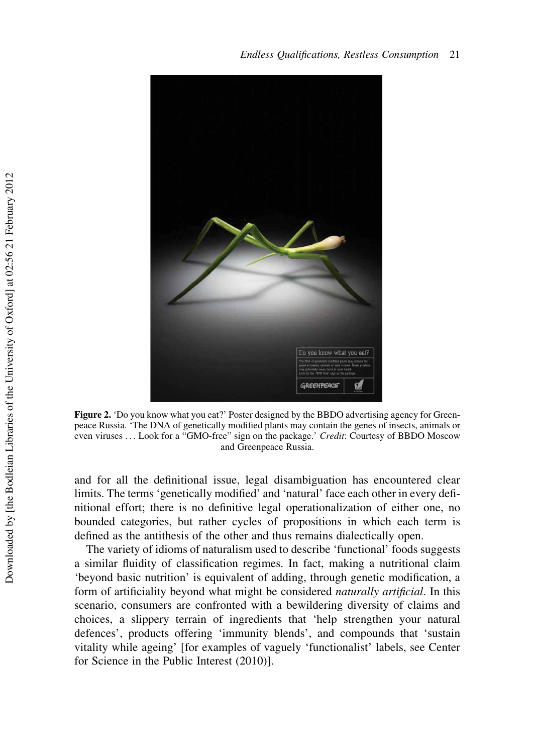**Figure 2.** 'Do you know what you eat?' Poster designed by the BBDO advertising agency for Greenpeace Russia. 'The DNA of genetically modified plants may contain the genes of insects, animals or even viruses . . . Look for a "GMO-free" sign on the package.' *Credit*: Courtesy of BBDO Moscow and Greenpeace Russia.

and for all the definitional issue, legal disambiguation has encountered clear limits. The terms 'genetically modified' and 'natural' face each other in every definitional effort; there is no definitive legal operationalization of either one, no bounded categories, but rather cycles of propositions in which each term is defined as the antithesis of the other and thus remains dialectically open.

The variety of idioms of naturalism used to describe 'functional' foods suggests a similar fluidity of classification regimes. In fact, making a nutritional claim 'beyond basic nutrition' is equivalent of adding, through genetic modification, a form of artificiality beyond what might be considered *naturally artificial*. In this scenario, consumers are confronted with a bewildering diversity of claims and choices, a slippery terrain of ingredients that 'help strengthen your natural defences', products offering 'immunity blends', and compounds that 'sustain vitality while ageing' [for examples of vaguely 'functionalist' labels, see Center for Science in the Public Interest (2010)].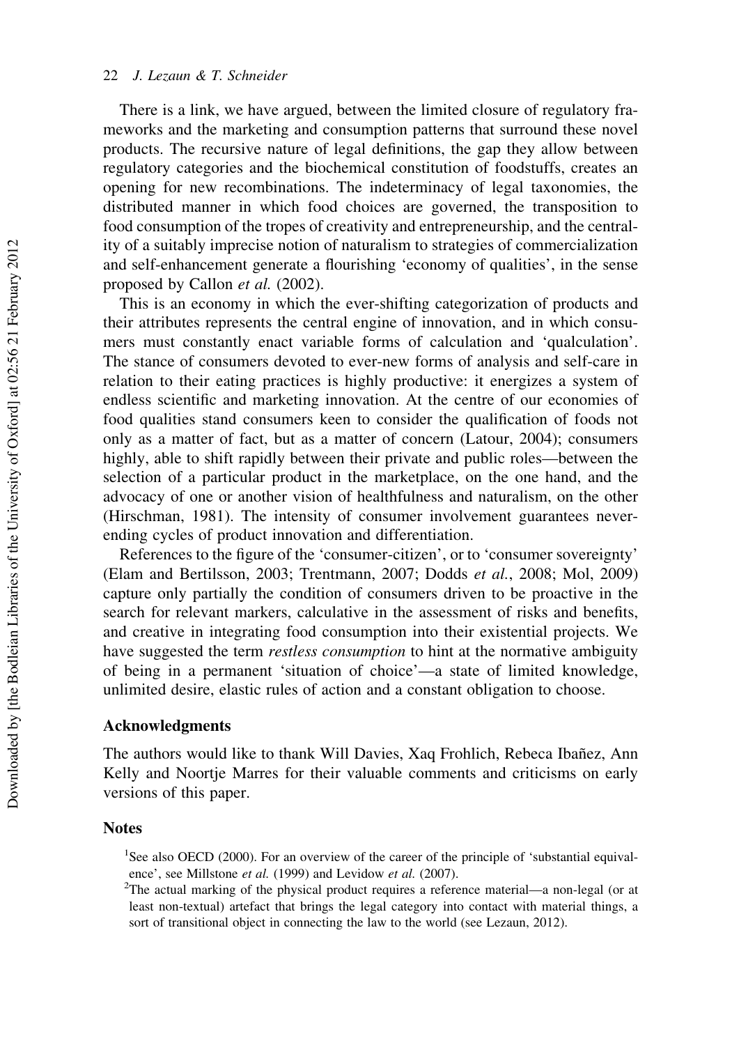There is a link, we have argued, between the limited closure of regulatory frameworks and the marketing and consumption patterns that surround these novel products. The recursive nature of legal definitions, the gap they allow between regulatory categories and the biochemical constitution of foodstuffs, creates an opening for new recombinations. The indeterminacy of legal taxonomies, the distributed manner in which food choices are governed, the transposition to food consumption of the tropes of creativity and entrepreneurship, and the centrality of a suitably imprecise notion of naturalism to strategies of commercialization and self-enhancement generate a flourishing 'economy of qualities', in the sense proposed by Callon *et al.* (2002).

This is an economy in which the ever-shifting categorization of products and their attributes represents the central engine of innovation, and in which consumers must constantly enact variable forms of calculation and 'qualculation'. The stance of consumers devoted to ever-new forms of analysis and self-care in relation to their eating practices is highly productive: it energizes a system of endless scientific and marketing innovation. At the centre of our economies of food qualities stand consumers keen to consider the qualification of foods not only as a matter of fact, but as a matter of concern (Latour, 2004); consumers highly, able to shift rapidly between their private and public roles—between the selection of a particular product in the marketplace, on the one hand, and the advocacy of one or another vision of healthfulness and naturalism, on the other (Hirschman, 1981). The intensity of consumer involvement guarantees never-ending cycles of product innovation and differentiation.

References to the figure of the 'consumer-citizen', or to 'consumer sovereignty' (Elam and Bertilsson, 2003; Trentmann, 2007; Dodds *et al.*, 2008; Mol, 2009) capture only partially the condition of consumers driven to be proactive in the search for relevant markers, calculative in the assessment of risks and benefits, and creative in integrating food consumption into their existential projects. We have suggested the term *restless consumption* to hint at the normative ambiguity of being in a permanent 'situation of choice'—a state of limited knowledge, unlimited desire, elastic rules of action and a constant obligation to choose.

## Acknowledgments

The authors would like to thank Will Davies, Xaq Frohlich, Rebeca Ibañez, Ann Kelly and Noortje Marres for their valuable comments and criticisms on early versions of this paper.

## Notes

[1] See also OECD (2000). For an overview of the career of the principle of 'substantial equivalence', see Millstone *et al.* (1999) and Levidow *et al.* (2007).

[2] The actual marking of the physical product requires a reference material—a non-legal (or at least non-textual) artefact that brings the legal category into contact with material things, a sort of transitional object in connecting the law to the world (see Lezaun, 2012).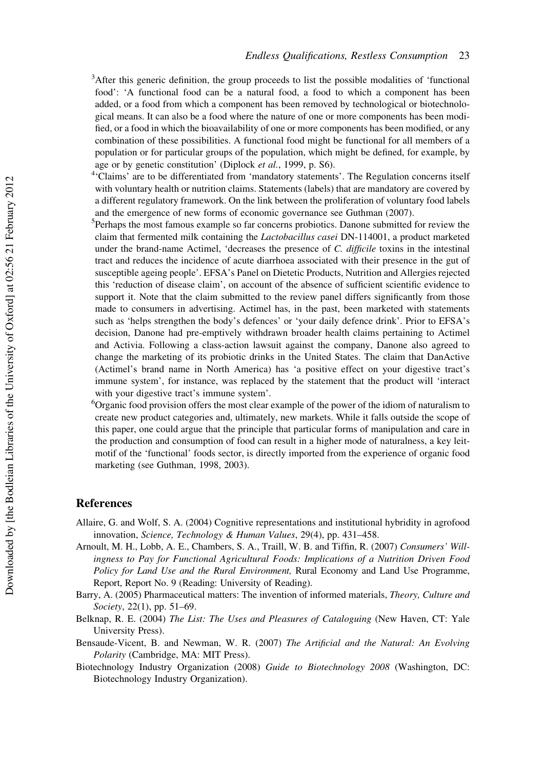[3]After this generic definition, the group proceeds to list the possible modalities of 'functional food': 'A functional food can be a natural food, a food to which a component has been added, or a food from which a component has been removed by technological or biotechnological means. It can also be a food where the nature of one or more components has been modified, or a food in which the bioavailability of one or more components has been modified, or any combination of these possibilities. A functional food might be functional for all members of a population or for particular groups of the population, which might be defined, for example, by age or by genetic constitution' (Diplock *et al.*, 1999, p. S6).

[4]'Claims' are to be differentiated from 'mandatory statements'. The Regulation concerns itself with voluntary health or nutrition claims. Statements (labels) that are mandatory are covered by a different regulatory framework. On the link between the proliferation of voluntary food labels and the emergence of new forms of economic governance see Guthman (2007).

[5]Perhaps the most famous example so far concerns probiotics. Danone submitted for review the claim that fermented milk containing the *Lactobacillus casei* DN-114001, a product marketed under the brand-name Actimel, 'decreases the presence of *C. difficile* toxins in the intestinal tract and reduces the incidence of acute diarrhoea associated with their presence in the gut of susceptible ageing people'. EFSA's Panel on Dietetic Products, Nutrition and Allergies rejected this 'reduction of disease claim', on account of the absence of sufficient scientific evidence to support it. Note that the claim submitted to the review panel differs significantly from those made to consumers in advertising. Actimel has, in the past, been marketed with statements such as 'helps strengthen the body's defences' or 'your daily defence drink'. Prior to EFSA's decision, Danone had pre-emptively withdrawn broader health claims pertaining to Actimel and Activia. Following a class-action lawsuit against the company, Danone also agreed to change the marketing of its probiotic drinks in the United States. The claim that DanActive (Actimel's brand name in North America) has 'a positive effect on your digestive tract's immune system', for instance, was replaced by the statement that the product will 'interact with your digestive tract's immune system'.

[6]Organic food provision offers the most clear example of the power of the idiom of naturalism to create new product categories and, ultimately, new markets. While it falls outside the scope of this paper, one could argue that the principle that particular forms of manipulation and care in the production and consumption of food can result in a higher mode of naturalness, a key leitmotif of the 'functional' foods sector, is directly imported from the experience of organic food marketing (see Guthman, 1998, 2003).

## References

Allaire, G. and Wolf, S. A. (2004) Cognitive representations and institutional hybridity in agrofood innovation, *Science, Technology & Human Values*, 29(4), pp. 431–458.

Arnoult, M. H., Lobb, A. E., Chambers, S. A., Traill, W. B. and Tiffin, R. (2007) *Consumers' Willingness to Pay for Functional Agricultural Foods: Implications of a Nutrition Driven Food Policy for Land Use and the Rural Environment,* Rural Economy and Land Use Programme, Report, Report No. 9 (Reading: University of Reading).

Barry, A. (2005) Pharmaceutical matters: The invention of informed materials, *Theory, Culture and Society*, 22(1), pp. 51–69.

Belknap, R. E. (2004) *The List: The Uses and Pleasures of Cataloguing* (New Haven, CT: Yale University Press).

Bensaude-Vicent, B. and Newman, W. R. (2007) *The Artificial and the Natural: An Evolving Polarity* (Cambridge, MA: MIT Press).

Biotechnology Industry Organization (2008) *Guide to Biotechnology 2008* (Washington, DC: Biotechnology Industry Organization).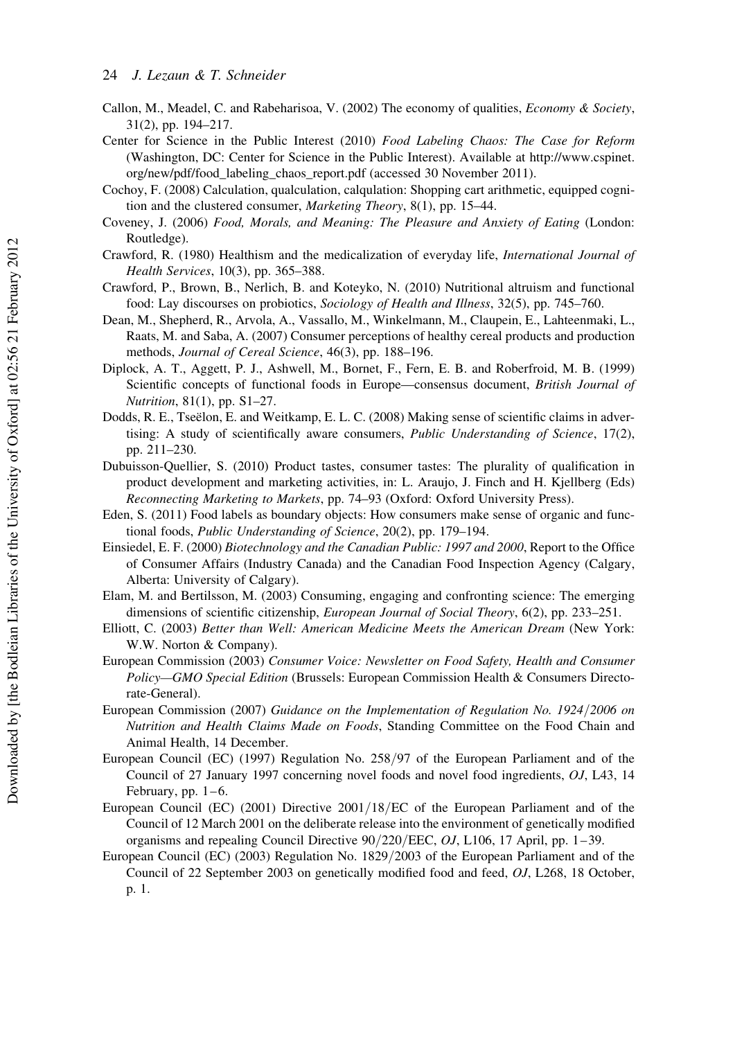Callon, M., Meadel, C. and Rabeharisoa, V. (2002) The economy of qualities, *Economy & Society*, 31(2), pp. 194–217.

Center for Science in the Public Interest (2010) *Food Labeling Chaos: The Case for Reform* (Washington, DC: Center for Science in the Public Interest). Available at http://www.cspinet.org/new/pdf/food_labeling_chaos_report.pdf (accessed 30 November 2011).

Cochoy, F. (2008) Calculation, qualculation, calqulation: Shopping cart arithmetic, equipped cognition and the clustered consumer, *Marketing Theory*, 8(1), pp. 15–44.

Coveney, J. (2006) *Food, Morals, and Meaning: The Pleasure and Anxiety of Eating* (London: Routledge).

Crawford, R. (1980) Healthism and the medicalization of everyday life, *International Journal of Health Services*, 10(3), pp. 365–388.

Crawford, P., Brown, B., Nerlich, B. and Koteyko, N. (2010) Nutritional altruism and functional food: Lay discourses on probiotics, *Sociology of Health and Illness*, 32(5), pp. 745–760.

Dean, M., Shepherd, R., Arvola, A., Vassallo, M., Winkelmann, M., Claupein, E., Lahteenmaki, L., Raats, M. and Saba, A. (2007) Consumer perceptions of healthy cereal products and production methods, *Journal of Cereal Science*, 46(3), pp. 188–196.

Diplock, A. T., Aggett, P. J., Ashwell, M., Bornet, F., Fern, E. B. and Roberfroid, M. B. (1999) Scientific concepts of functional foods in Europe—consensus document, *British Journal of Nutrition*, 81(1), pp. S1–27.

Dodds, R. E., Tseëlon, E. and Weitkamp, E. L. C. (2008) Making sense of scientific claims in advertising: A study of scientifically aware consumers, *Public Understanding of Science*, 17(2), pp. 211–230.

Dubuisson-Quellier, S. (2010) Product tastes, consumer tastes: The plurality of qualification in product development and marketing activities, in: L. Araujo, J. Finch and H. Kjellberg (Eds) *Reconnecting Marketing to Markets*, pp. 74–93 (Oxford: Oxford University Press).

Eden, S. (2011) Food labels as boundary objects: How consumers make sense of organic and functional foods, *Public Understanding of Science*, 20(2), pp. 179–194.

Einsiedel, E. F. (2000) *Biotechnology and the Canadian Public: 1997 and 2000*, Report to the Office of Consumer Affairs (Industry Canada) and the Canadian Food Inspection Agency (Calgary, Alberta: University of Calgary).

Elam, M. and Bertilsson, M. (2003) Consuming, engaging and confronting science: The emerging dimensions of scientific citizenship, *European Journal of Social Theory*, 6(2), pp. 233–251.

Elliott, C. (2003) *Better than Well: American Medicine Meets the American Dream* (New York: W.W. Norton & Company).

European Commission (2003) *Consumer Voice: Newsletter on Food Safety, Health and Consumer Policy—GMO Special Edition* (Brussels: European Commission Health & Consumers Directorate-General).

European Commission (2007) *Guidance on the Implementation of Regulation No. 1924/2006 on Nutrition and Health Claims Made on Foods*, Standing Committee on the Food Chain and Animal Health, 14 December.

European Council (EC) (1997) Regulation No. 258/97 of the European Parliament and of the Council of 27 January 1997 concerning novel foods and novel food ingredients, *OJ*, L43, 14 February, pp. 1–6.

European Council (EC) (2001) Directive 2001/18/EC of the European Parliament and of the Council of 12 March 2001 on the deliberate release into the environment of genetically modified organisms and repealing Council Directive 90/220/EEC, *OJ*, L106, 17 April, pp. 1–39.

European Council (EC) (2003) Regulation No. 1829/2003 of the European Parliament and of the Council of 22 September 2003 on genetically modified food and feed, *OJ*, L268, 18 October, p. 1.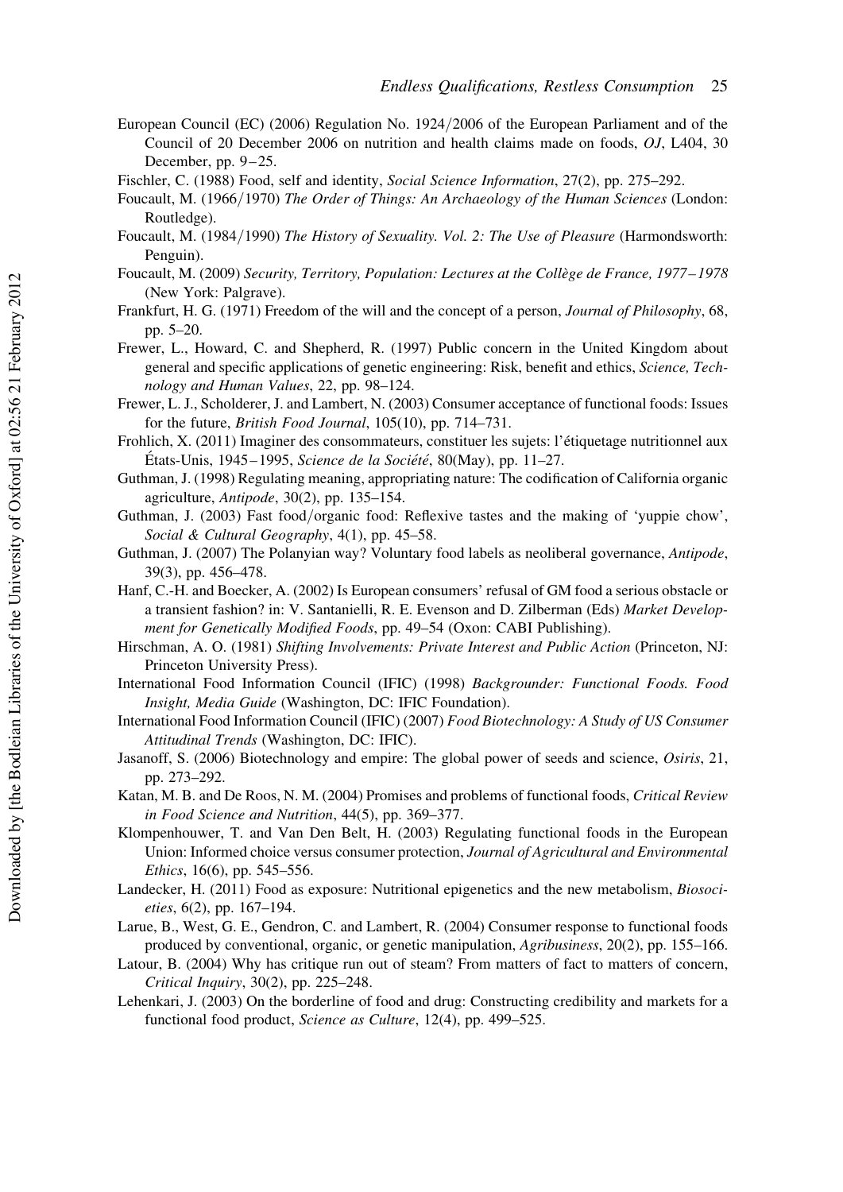European Council (EC) (2006) Regulation No. 1924/2006 of the European Parliament and of the Council of 20 December 2006 on nutrition and health claims made on foods, *OJ*, L404, 30 December, pp. 9–25.

Fischler, C. (1988) Food, self and identity, *Social Science Information*, 27(2), pp. 275–292.

Foucault, M. (1966/1970) *The Order of Things: An Archaeology of the Human Sciences* (London: Routledge).

Foucault, M. (1984/1990) *The History of Sexuality. Vol. 2: The Use of Pleasure* (Harmondsworth: Penguin).

Foucault, M. (2009) *Security, Territory, Population: Lectures at the Collège de France, 1977–1978* (New York: Palgrave).

Frankfurt, H. G. (1971) Freedom of the will and the concept of a person, *Journal of Philosophy*, 68, pp. 5–20.

Frewer, L., Howard, C. and Shepherd, R. (1997) Public concern in the United Kingdom about general and specific applications of genetic engineering: Risk, benefit and ethics, *Science, Technology and Human Values*, 22, pp. 98–124.

Frewer, L. J., Scholderer, J. and Lambert, N. (2003) Consumer acceptance of functional foods: Issues for the future, *British Food Journal*, 105(10), pp. 714–731.

Frohlich, X. (2011) Imaginer des consommateurs, constituer les sujets: l'étiquetage nutritionnel aux États-Unis, 1945–1995, *Science de la Société*, 80(May), pp. 11–27.

Guthman, J. (1998) Regulating meaning, appropriating nature: The codification of California organic agriculture, *Antipode*, 30(2), pp. 135–154.

Guthman, J. (2003) Fast food/organic food: Reflexive tastes and the making of 'yuppie chow', *Social & Cultural Geography*, 4(1), pp. 45–58.

Guthman, J. (2007) The Polanyian way? Voluntary food labels as neoliberal governance, *Antipode*, 39(3), pp. 456–478.

Hanf, C.-H. and Boecker, A. (2002) Is European consumers' refusal of GM food a serious obstacle or a transient fashion? in: V. Santanielli, R. E. Evenson and D. Zilberman (Eds) *Market Development for Genetically Modified Foods*, pp. 49–54 (Oxon: CABI Publishing).

Hirschman, A. O. (1981) *Shifting Involvements: Private Interest and Public Action* (Princeton, NJ: Princeton University Press).

International Food Information Council (IFIC) (1998) *Backgrounder: Functional Foods. Food Insight, Media Guide* (Washington, DC: IFIC Foundation).

International Food Information Council (IFIC) (2007) *Food Biotechnology: A Study of US Consumer Attitudinal Trends* (Washington, DC: IFIC).

Jasanoff, S. (2006) Biotechnology and empire: The global power of seeds and science, *Osiris*, 21, pp. 273–292.

Katan, M. B. and De Roos, N. M. (2004) Promises and problems of functional foods, *Critical Review in Food Science and Nutrition*, 44(5), pp. 369–377.

Klompenhouwer, T. and Van Den Belt, H. (2003) Regulating functional foods in the European Union: Informed choice versus consumer protection, *Journal of Agricultural and Environmental Ethics*, 16(6), pp. 545–556.

Landecker, H. (2011) Food as exposure: Nutritional epigenetics and the new metabolism, *Biosocieties*, 6(2), pp. 167–194.

Larue, B., West, G. E., Gendron, C. and Lambert, R. (2004) Consumer response to functional foods produced by conventional, organic, or genetic manipulation, *Agribusiness*, 20(2), pp. 155–166.

Latour, B. (2004) Why has critique run out of steam? From matters of fact to matters of concern, *Critical Inquiry*, 30(2), pp. 225–248.

Lehenkari, J. (2003) On the borderline of food and drug: Constructing credibility and markets for a functional food product, *Science as Culture*, 12(4), pp. 499–525.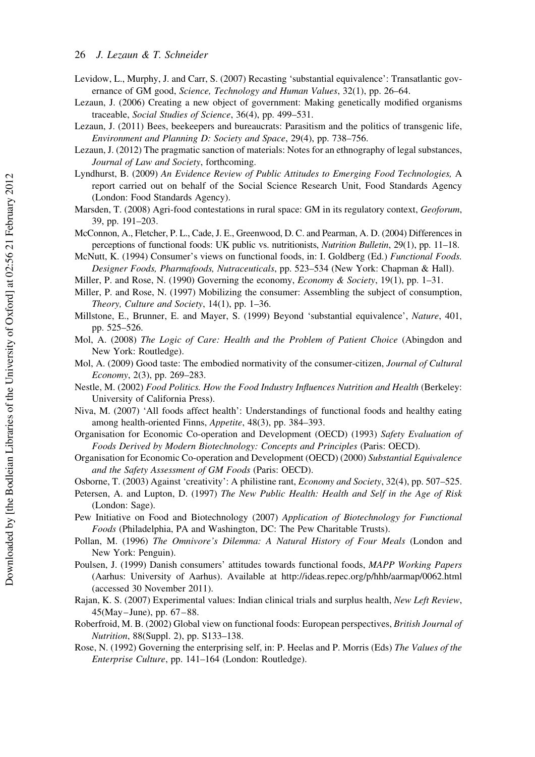Levidow, L., Murphy, J. and Carr, S. (2007) Recasting 'substantial equivalence': Transatlantic governance of GM good, *Science, Technology and Human Values*, 32(1), pp. 26–64.

Lezaun, J. (2006) Creating a new object of government: Making genetically modified organisms traceable, *Social Studies of Science*, 36(4), pp. 499–531.

Lezaun, J. (2011) Bees, beekeepers and bureaucrats: Parasitism and the politics of transgenic life, *Environment and Planning D: Society and Space*, 29(4), pp. 738–756.

Lezaun, J. (2012) The pragmatic sanction of materials: Notes for an ethnography of legal substances, *Journal of Law and Society*, forthcoming.

Lyndhurst, B. (2009) *An Evidence Review of Public Attitudes to Emerging Food Technologies,* A report carried out on behalf of the Social Science Research Unit, Food Standards Agency (London: Food Standards Agency).

Marsden, T. (2008) Agri-food contestations in rural space: GM in its regulatory context, *Geoforum*, 39, pp. 191–203.

McConnon, A., Fletcher, P. L., Cade, J. E., Greenwood, D. C. and Pearman, A. D. (2004) Differences in perceptions of functional foods: UK public vs. nutritionists, *Nutrition Bulletin*, 29(1), pp. 11–18.

McNutt, K. (1994) Consumer's views on functional foods, in: I. Goldberg (Ed.) *Functional Foods. Designer Foods, Pharmafoods, Nutraceuticals*, pp. 523–534 (New York: Chapman & Hall).

Miller, P. and Rose, N. (1990) Governing the economy, *Economy & Society*, 19(1), pp. 1–31.

Miller, P. and Rose, N. (1997) Mobilizing the consumer: Assembling the subject of consumption, *Theory, Culture and Society*, 14(1), pp. 1–36.

Millstone, E., Brunner, E. and Mayer, S. (1999) Beyond 'substantial equivalence', *Nature*, 401, pp. 525–526.

Mol, A. (2008) *The Logic of Care: Health and the Problem of Patient Choice* (Abingdon and New York: Routledge).

Mol, A. (2009) Good taste: The embodied normativity of the consumer-citizen, *Journal of Cultural Economy*, 2(3), pp. 269–283.

Nestle, M. (2002) *Food Politics. How the Food Industry Influences Nutrition and Health* (Berkeley: University of California Press).

Niva, M. (2007) 'All foods affect health': Understandings of functional foods and healthy eating among health-oriented Finns, *Appetite*, 48(3), pp. 384–393.

Organisation for Economic Co-operation and Development (OECD) (1993) *Safety Evaluation of Foods Derived by Modern Biotechnology: Concepts and Principles* (Paris: OECD).

Organisation for Economic Co-operation and Development (OECD) (2000) *Substantial Equivalence and the Safety Assessment of GM Foods* (Paris: OECD).

Osborne, T. (2003) Against 'creativity': A philistine rant, *Economy and Society*, 32(4), pp. 507–525.

Petersen, A. and Lupton, D. (1997) *The New Public Health: Health and Self in the Age of Risk* (London: Sage).

Pew Initiative on Food and Biotechnology (2007) *Application of Biotechnology for Functional Foods* (Philadelphia, PA and Washington, DC: The Pew Charitable Trusts).

Pollan, M. (1996) *The Omnivore's Dilemma: A Natural History of Four Meals* (London and New York: Penguin).

Poulsen, J. (1999) Danish consumers' attitudes towards functional foods, *MAPP Working Papers* (Aarhus: University of Aarhus). Available at http://ideas.repec.org/p/hhb/aarmap/0062.html (accessed 30 November 2011).

Rajan, K. S. (2007) Experimental values: Indian clinical trials and surplus health, *New Left Review*, 45(May–June), pp. 67–88.

Roberfroid, M. B. (2002) Global view on functional foods: European perspectives, *British Journal of Nutrition*, 88(Suppl. 2), pp. S133–138.

Rose, N. (1992) Governing the enterprising self, in: P. Heelas and P. Morris (Eds) *The Values of the Enterprise Culture*, pp. 141–164 (London: Routledge).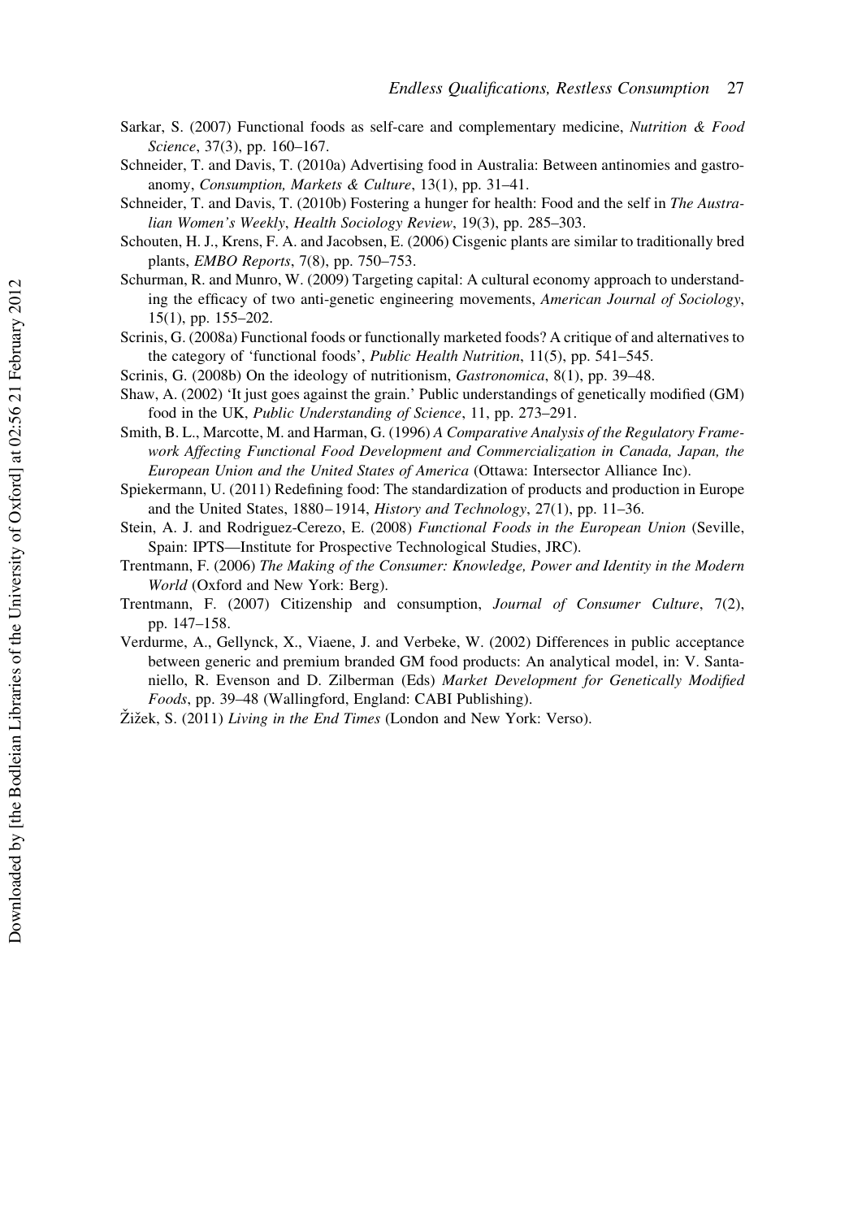Sarkar, S. (2007) Functional foods as self-care and complementary medicine, *Nutrition & Food Science*, 37(3), pp. 160–167.

Schneider, T. and Davis, T. (2010a) Advertising food in Australia: Between antinomies and gastro-anomy, *Consumption, Markets & Culture*, 13(1), pp. 31–41.

Schneider, T. and Davis, T. (2010b) Fostering a hunger for health: Food and the self in *The Australian Women's Weekly*, *Health Sociology Review*, 19(3), pp. 285–303.

Schouten, H. J., Krens, F. A. and Jacobsen, E. (2006) Cisgenic plants are similar to traditionally bred plants, *EMBO Reports*, 7(8), pp. 750–753.

Schurman, R. and Munro, W. (2009) Targeting capital: A cultural economy approach to understanding the efficacy of two anti-genetic engineering movements, *American Journal of Sociology*, 15(1), pp. 155–202.

Scrinis, G. (2008a) Functional foods or functionally marketed foods? A critique of and alternatives to the category of 'functional foods', *Public Health Nutrition*, 11(5), pp. 541–545.

Scrinis, G. (2008b) On the ideology of nutritionism, *Gastronomica*, 8(1), pp. 39–48.

Shaw, A. (2002) 'It just goes against the grain.' Public understandings of genetically modified (GM) food in the UK, *Public Understanding of Science*, 11, pp. 273–291.

Smith, B. L., Marcotte, M. and Harman, G. (1996) *A Comparative Analysis of the Regulatory Framework Affecting Functional Food Development and Commercialization in Canada, Japan, the European Union and the United States of America* (Ottawa: Intersector Alliance Inc).

Spiekermann, U. (2011) Redefining food: The standardization of products and production in Europe and the United States, 1880–1914, *History and Technology*, 27(1), pp. 11–36.

Stein, A. J. and Rodriguez-Cerezo, E. (2008) *Functional Foods in the European Union* (Seville, Spain: IPTS—Institute for Prospective Technological Studies, JRC).

Trentmann, F. (2006) *The Making of the Consumer: Knowledge, Power and Identity in the Modern World* (Oxford and New York: Berg).

Trentmann, F. (2007) Citizenship and consumption, *Journal of Consumer Culture*, 7(2), pp. 147–158.

Verdurme, A., Gellynck, X., Viaene, J. and Verbeke, W. (2002) Differences in public acceptance between generic and premium branded GM food products: An analytical model, in: V. Santaniello, R. Evenson and D. Zilberman (Eds) *Market Development for Genetically Modified Foods*, pp. 39–48 (Wallingford, England: CABI Publishing).

Žižek, S. (2011) *Living in the End Times* (London and New York: Verso).